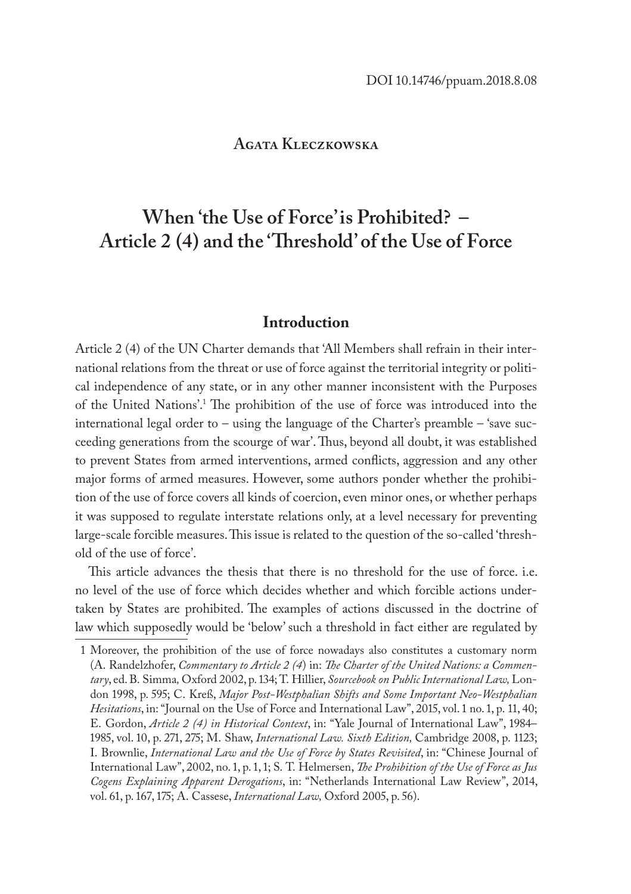DOI 10.14746/ppuam.2018.8.08

**Agata Kleczkowska**

# When 'the Use of Force' is Prohibited? – Article 2 (4) and the 'Threshold' of the Use of Force

## Introduction

Article 2 (4) of the UN Charter demands that 'All Members shall refrain in their international relations from the threat or use of force against the territorial integrity or political independence of any state, or in any other manner inconsistent with the Purposes of the United Nations'.[1] The prohibition of the use of force was introduced into the international legal order to – using the language of the Charter's preamble – 'save succeeding generations from the scourge of war'. Thus, beyond all doubt, it was established to prevent States from armed interventions, armed conflicts, aggression and any other major forms of armed measures. However, some authors ponder whether the prohibition of the use of force covers all kinds of coercion, even minor ones, or whether perhaps it was supposed to regulate interstate relations only, at a level necessary for preventing large-scale forcible measures. This issue is related to the question of the so-called 'threshold of the use of force'.

This article advances the thesis that there is no threshold for the use of force. i.e. no level of the use of force which decides whether and which forcible actions undertaken by States are prohibited. The examples of actions discussed in the doctrine of law which supposedly would be 'below' such a threshold in fact either are regulated by

1 Moreover, the prohibition of the use of force nowadays also constitutes a customary norm (A. Randelzhofer, *Commentary to Article 2 (4*) in: *The Charter of the United Nations: a Commentary*, ed. B. Simma, Oxford 2002, p. 134; T. Hillier, *Sourcebook on Public International Law,* London 1998, p. 595; C. Kreß, *Major Post-Westphalian Shifts and Some Important Neo-Westphalian Hesitations*, in: "Journal on the Use of Force and International Law", 2015, vol. 1 no. 1, p. 11, 40; E. Gordon, *Article 2 (4) in Historical Context*, in: "Yale Journal of International Law", 1984–1985, vol. 10, p. 271, 275; M. Shaw, *International Law. Sixth Edition,* Cambridge 2008, p. 1123; I. Brownlie, *International Law and the Use of Force by States Revisited*, in: "Chinese Journal of International Law", 2002, no. 1, p. 1, 1; S. T. Helmersen, *The Prohibition of the Use of Force as Jus Cogens Explaining Apparent Derogations*, in: "Netherlands International Law Review", 2014, vol. 61, p. 167, 175; A. Cassese, *International Law,* Oxford 2005, p. 56).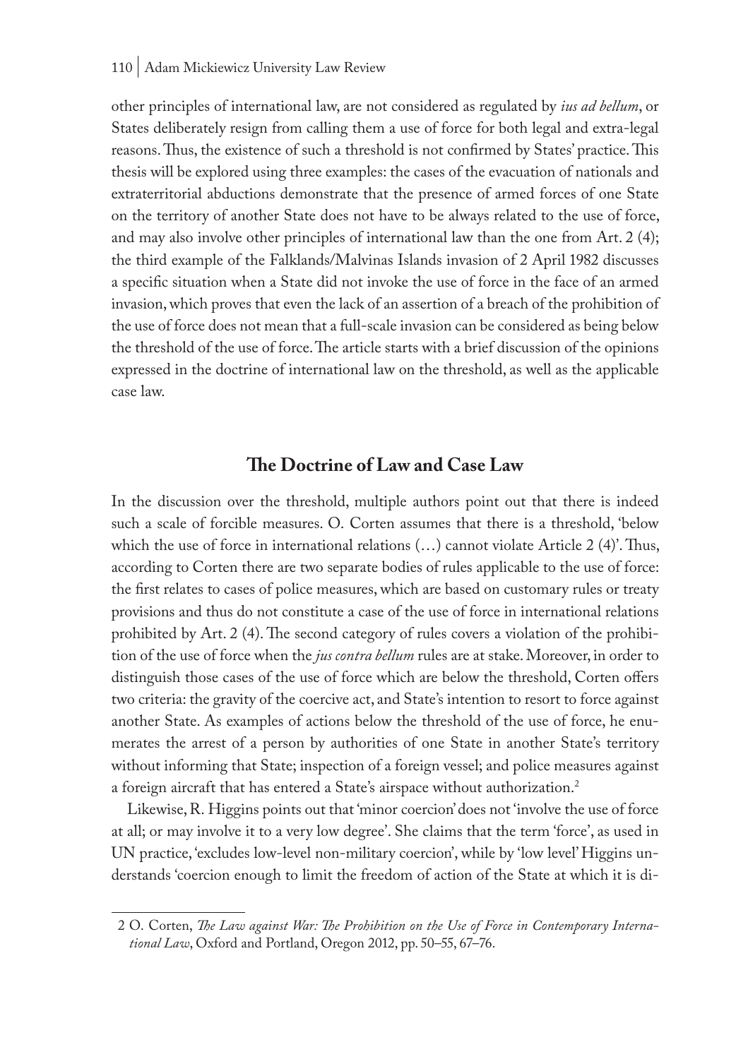other principles of international law, are not considered as regulated by *ius ad bellum*, or States deliberately resign from calling them a use of force for both legal and extra-legal reasons. Thus, the existence of such a threshold is not confirmed by States' practice. This thesis will be explored using three examples: the cases of the evacuation of nationals and extraterritorial abductions demonstrate that the presence of armed forces of one State on the territory of another State does not have to be always related to the use of force, and may also involve other principles of international law than the one from Art. 2 (4); the third example of the Falklands/Malvinas Islands invasion of 2 April 1982 discusses a specific situation when a State did not invoke the use of force in the face of an armed invasion, which proves that even the lack of an assertion of a breach of the prohibition of the use of force does not mean that a full-scale invasion can be considered as being below the threshold of the use of force. The article starts with a brief discussion of the opinions expressed in the doctrine of international law on the threshold, as well as the applicable case law.

## The Doctrine of Law and Case Law

In the discussion over the threshold, multiple authors point out that there is indeed such a scale of forcible measures. O. Corten assumes that there is a threshold, 'below which the use of force in international relations (…) cannot violate Article 2 (4)'. Thus, according to Corten there are two separate bodies of rules applicable to the use of force: the first relates to cases of police measures, which are based on customary rules or treaty provisions and thus do not constitute a case of the use of force in international relations prohibited by Art. 2 (4). The second category of rules covers a violation of the prohibition of the use of force when the *jus contra bellum* rules are at stake. Moreover, in order to distinguish those cases of the use of force which are below the threshold, Corten offers two criteria: the gravity of the coercive act, and State's intention to resort to force against another State. As examples of actions below the threshold of the use of force, he enumerates the arrest of a person by authorities of one State in another State's territory without informing that State; inspection of a foreign vessel; and police measures against a foreign aircraft that has entered a State's airspace without authorization.[2]

Likewise, R. Higgins points out that 'minor coercion' does not 'involve the use of force at all; or may involve it to a very low degree'. She claims that the term 'force', as used in UN practice, 'excludes low-level non-military coercion', while by 'low level' Higgins understands 'coercion enough to limit the freedom of action of the State at which it is di-

---

2 O. Corten, *The Law against War: The Prohibition on the Use of Force in Contemporary International Law*, Oxford and Portland, Oregon 2012, pp. 50–55, 67–76.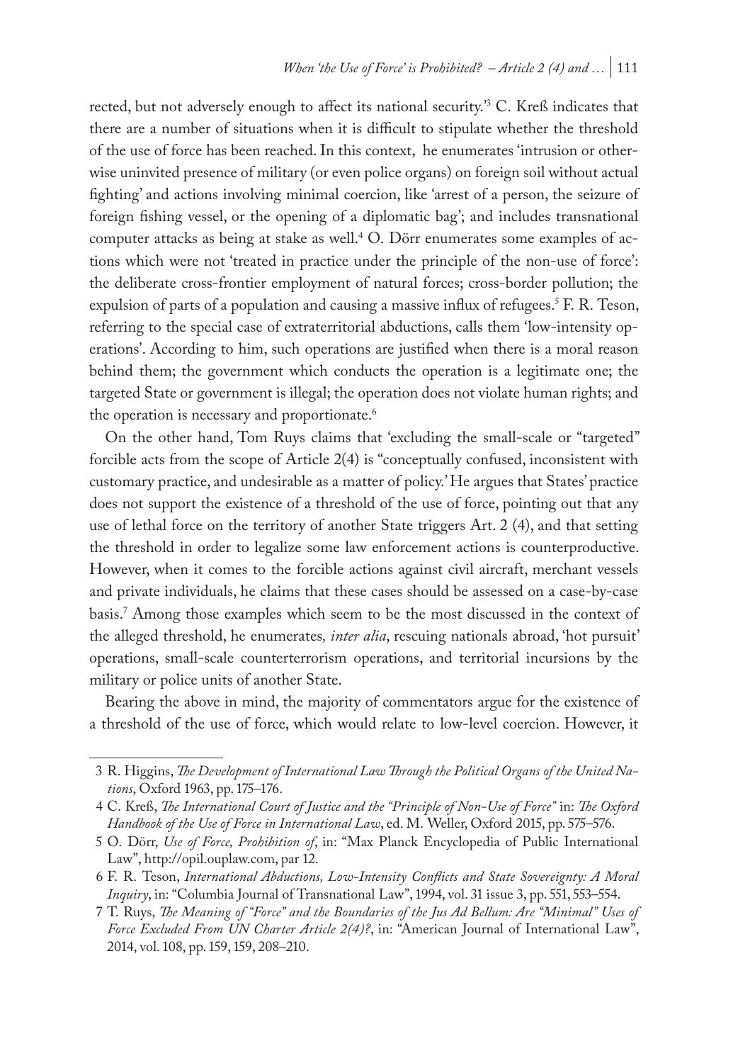rected, but not adversely enough to affect its national security.'[3] C. Kreß indicates that there are a number of situations when it is difficult to stipulate whether the threshold of the use of force has been reached. In this context, he enumerates 'intrusion or otherwise uninvited presence of military (or even police organs) on foreign soil without actual fighting' and actions involving minimal coercion, like 'arrest of a person, the seizure of foreign fishing vessel, or the opening of a diplomatic bag'; and includes transnational computer attacks as being at stake as well.[4] O. Dörr enumerates some examples of actions which were not 'treated in practice under the principle of the non-use of force': the deliberate cross-frontier employment of natural forces; cross-border pollution; the expulsion of parts of a population and causing a massive influx of refugees.[5] F. R. Teson, referring to the special case of extraterritorial abductions, calls them 'low-intensity operations'. According to him, such operations are justified when there is a moral reason behind them; the government which conducts the operation is a legitimate one; the targeted State or government is illegal; the operation does not violate human rights; and the operation is necessary and proportionate.[6]

On the other hand, Tom Ruys claims that 'excluding the small-scale or "targeted" forcible acts from the scope of Article 2(4) is "conceptually confused, inconsistent with customary practice, and undesirable as a matter of policy.' He argues that States' practice does not support the existence of a threshold of the use of force, pointing out that any use of lethal force on the territory of another State triggers Art. 2 (4), and that setting the threshold in order to legalize some law enforcement actions is counterproductive. However, when it comes to the forcible actions against civil aircraft, merchant vessels and private individuals, he claims that these cases should be assessed on a case-by-case basis.[7] Among those examples which seem to be the most discussed in the context of the alleged threshold, he enumerates*, inter alia*, rescuing nationals abroad, 'hot pursuit' operations, small-scale counterterrorism operations, and territorial incursions by the military or police units of another State.

Bearing the above in mind, the majority of commentators argue for the existence of a threshold of the use of force, which would relate to low-level coercion. However, it

---

3 R. Higgins, *The Development of International Law Through the Political Organs of the United Nations*, Oxford 1963, pp. 175–176.

4 C. Kreß, *The International Court of Justice and the "Principle of Non-Use of Force"* in: *The Oxford Handbook of the Use of Force in International Law*, ed. M. Weller, Oxford 2015, pp. 575–576.

5 O. Dörr, *Use of Force, Prohibition of*, in: "Max Planck Encyclopedia of Public International Law", http://opil.ouplaw.com, par 12.

6 F. R. Teson, *International Abductions, Low-Intensity Conflicts and State Sovereignty: A Moral Inquiry*, in: "Columbia Journal of Transnational Law", 1994, vol. 31 issue 3, pp. 551, 553–554.

7 T. Ruys, *The Meaning of "Force" and the Boundaries of the Jus Ad Bellum: Are "Minimal" Uses of Force Excluded From UN Charter Article 2(4)?*, in: "American Journal of International Law", 2014, vol. 108, pp. 159, 159, 208–210.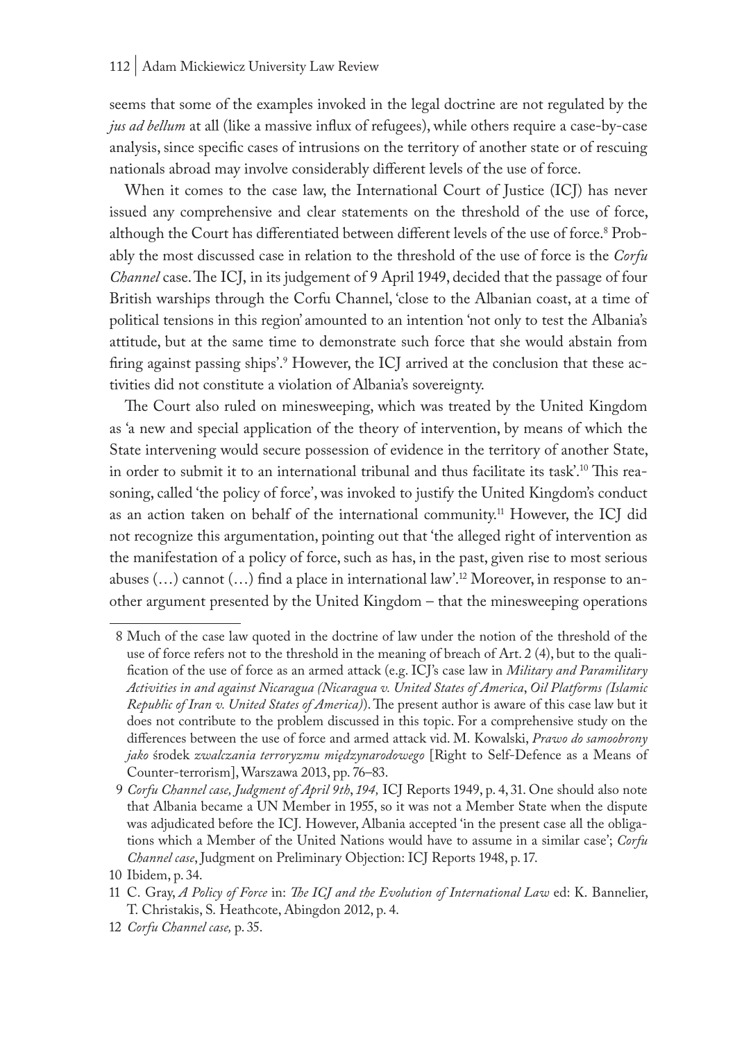seems that some of the examples invoked in the legal doctrine are not regulated by the *jus ad bellum* at all (like a massive influx of refugees), while others require a case-by-case analysis, since specific cases of intrusions on the territory of another state or of rescuing nationals abroad may involve considerably different levels of the use of force.

When it comes to the case law, the International Court of Justice (ICJ) has never issued any comprehensive and clear statements on the threshold of the use of force, although the Court has differentiated between different levels of the use of force.[8] Probably the most discussed case in relation to the threshold of the use of force is the *Corfu Channel* case. The ICJ, in its judgement of 9 April 1949, decided that the passage of four British warships through the Corfu Channel, 'close to the Albanian coast, at a time of political tensions in this region' amounted to an intention 'not only to test the Albania's attitude, but at the same time to demonstrate such force that she would abstain from firing against passing ships'.[9] However, the ICJ arrived at the conclusion that these activities did not constitute a violation of Albania's sovereignty.

The Court also ruled on minesweeping, which was treated by the United Kingdom as 'a new and special application of the theory of intervention, by means of which the State intervening would secure possession of evidence in the territory of another State, in order to submit it to an international tribunal and thus facilitate its task'.[10] This reasoning, called 'the policy of force', was invoked to justify the United Kingdom's conduct as an action taken on behalf of the international community.[11] However, the ICJ did not recognize this argumentation, pointing out that 'the alleged right of intervention as the manifestation of a policy of force, such as has, in the past, given rise to most serious abuses (…) cannot (…) find a place in international law'.[12] Moreover, in response to another argument presented by the United Kingdom – that the minesweeping operations

8 Much of the case law quoted in the doctrine of law under the notion of the threshold of the use of force refers not to the threshold in the meaning of breach of Art. 2 (4), but to the qualification of the use of force as an armed attack (e.g. ICJ's case law in *Military and Paramilitary Activities in and against Nicaragua (Nicaragua v. United States of America*, *Oil Platforms (Islamic Republic of Iran v. United States of America)*). The present author is aware of this case law but it does not contribute to the problem discussed in this topic. For a comprehensive study on the differences between the use of force and armed attack vid. M. Kowalski, *Prawo do samoobrony jako* środek *zwalczania terroryzmu międzynarodowego* [Right to Self-Defence as a Means of Counter-terrorism], Warszawa 2013, pp. 76–83.

9 *Corfu Channel case, Judgment of April 9th*, *194,* ICJ Reports 1949, p. 4, 31. One should also note that Albania became a UN Member in 1955, so it was not a Member State when the dispute was adjudicated before the ICJ. However, Albania accepted 'in the present case all the obligations which a Member of the United Nations would have to assume in a similar case'; *Corfu Channel case*, Judgment on Preliminary Objection: ICJ Reports 1948, p. 17.

10 Ibidem, p. 34.

11 C. Gray, *A Policy of Force* in: *The ICJ and the Evolution of International Law* ed: K. Bannelier, T. Christakis, S. Heathcote, Abingdon 2012, p. 4.

12 *Corfu Channel case,* p. 35.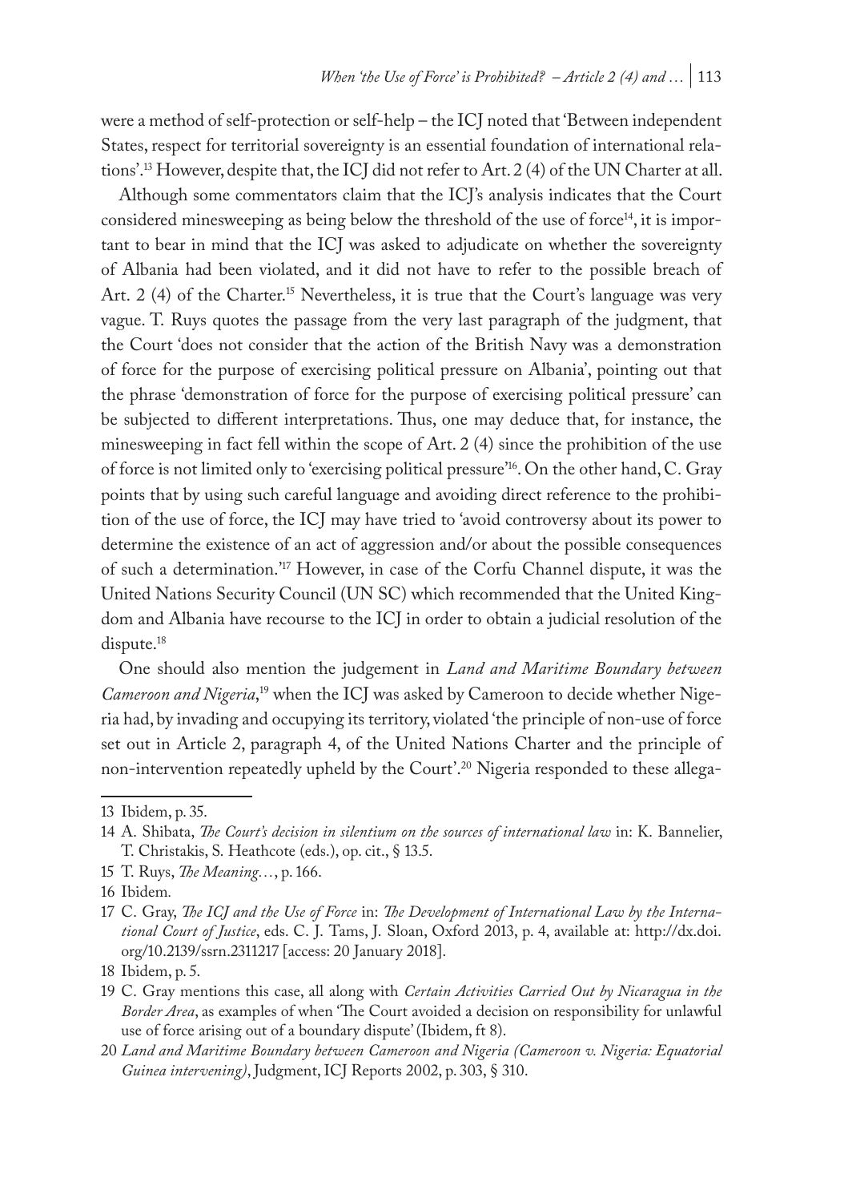were a method of self-protection or self-help – the ICJ noted that 'Between independent States, respect for territorial sovereignty is an essential foundation of international relations'.[13] However, despite that, the ICJ did not refer to Art. 2 (4) of the UN Charter at all.

Although some commentators claim that the ICJ's analysis indicates that the Court considered minesweeping as being below the threshold of the use of force[14], it is important to bear in mind that the ICJ was asked to adjudicate on whether the sovereignty of Albania had been violated, and it did not have to refer to the possible breach of Art. 2 (4) of the Charter.[15] Nevertheless, it is true that the Court's language was very vague. T. Ruys quotes the passage from the very last paragraph of the judgment, that the Court 'does not consider that the action of the British Navy was a demonstration of force for the purpose of exercising political pressure on Albania', pointing out that the phrase 'demonstration of force for the purpose of exercising political pressure' can be subjected to different interpretations. Thus, one may deduce that, for instance, the minesweeping in fact fell within the scope of Art. 2 (4) since the prohibition of the use of force is not limited only to 'exercising political pressure'[16]. On the other hand, C. Gray points that by using such careful language and avoiding direct reference to the prohibition of the use of force, the ICJ may have tried to 'avoid controversy about its power to determine the existence of an act of aggression and/or about the possible consequences of such a determination.'[17] However, in case of the Corfu Channel dispute, it was the United Nations Security Council (UN SC) which recommended that the United Kingdom and Albania have recourse to the ICJ in order to obtain a judicial resolution of the dispute.[18]

One should also mention the judgement in *Land and Maritime Boundary between Cameroon and Nigeria*,[19] when the ICJ was asked by Cameroon to decide whether Nigeria had, by invading and occupying its territory, violated 'the principle of non-use of force set out in Article 2, paragraph 4, of the United Nations Charter and the principle of non-intervention repeatedly upheld by the Court'.[20] Nigeria responded to these allega-

---

13 Ibidem, p. 35.

14 A. Shibata, *The Court's decision in silentium on the sources of international law* in: K. Bannelier, T. Christakis, S. Heathcote (eds.), op. cit., § 13.5.

15 T. Ruys, *The Meaning…*, p. 166.

16 Ibidem.

17 C. Gray, *The ICJ and the Use of Force* in: *The Development of International Law by the International Court of Justice*, eds. C. J. Tams, J. Sloan, Oxford 2013, p. 4, available at: http://dx.doi.org/10.2139/ssrn.2311217 [access: 20 January 2018].

18 Ibidem, p. 5.

19 C. Gray mentions this case, all along with *Certain Activities Carried Out by Nicaragua in the Border Area*, as examples of when 'The Court avoided a decision on responsibility for unlawful use of force arising out of a boundary dispute' (Ibidem, ft 8).

20 *Land and Maritime Boundary between Cameroon and Nigeria (Cameroon v. Nigeria: Equatorial Guinea intervening)*, Judgment, ICJ Reports 2002, p. 303, § 310.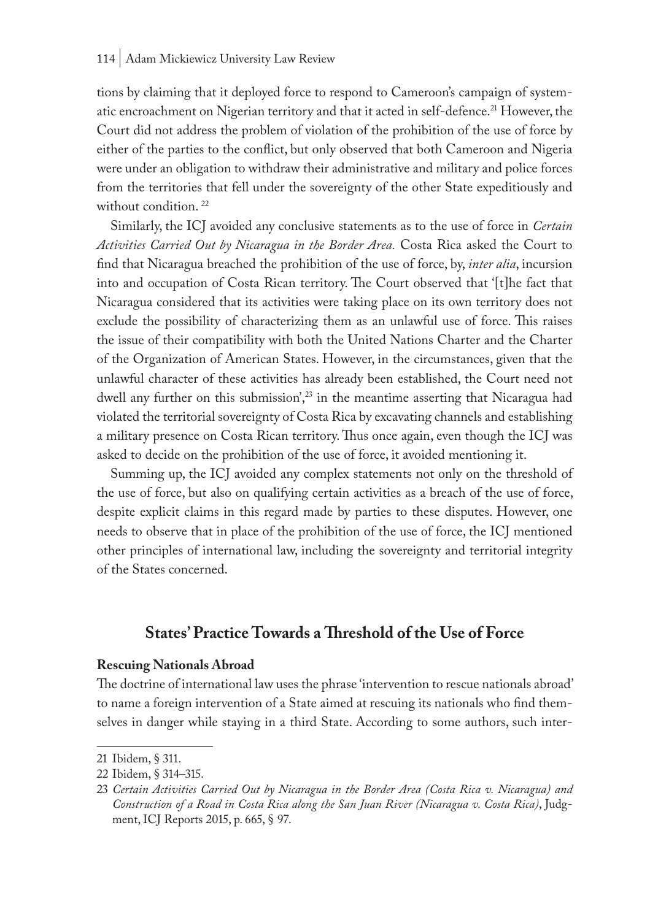tions by claiming that it deployed force to respond to Cameroon's campaign of systematic encroachment on Nigerian territory and that it acted in self-defence.[21] However, the Court did not address the problem of violation of the prohibition of the use of force by either of the parties to the conflict, but only observed that both Cameroon and Nigeria were under an obligation to withdraw their administrative and military and police forces from the territories that fell under the sovereignty of the other State expeditiously and without condition. [22]

Similarly, the ICJ avoided any conclusive statements as to the use of force in *Certain Activities Carried Out by Nicaragua in the Border Area.* Costa Rica asked the Court to find that Nicaragua breached the prohibition of the use of force, by, *inter alia*, incursion into and occupation of Costa Rican territory. The Court observed that '[t]he fact that Nicaragua considered that its activities were taking place on its own territory does not exclude the possibility of characterizing them as an unlawful use of force. This raises the issue of their compatibility with both the United Nations Charter and the Charter of the Organization of American States. However, in the circumstances, given that the unlawful character of these activities has already been established, the Court need not dwell any further on this submission',[23] in the meantime asserting that Nicaragua had violated the territorial sovereignty of Costa Rica by excavating channels and establishing a military presence on Costa Rican territory. Thus once again, even though the ICJ was asked to decide on the prohibition of the use of force, it avoided mentioning it.

Summing up, the ICJ avoided any complex statements not only on the threshold of the use of force, but also on qualifying certain activities as a breach of the use of force, despite explicit claims in this regard made by parties to these disputes. However, one needs to observe that in place of the prohibition of the use of force, the ICJ mentioned other principles of international law, including the sovereignty and territorial integrity of the States concerned.

## States' Practice Towards a Threshold of the Use of Force

### Rescuing Nationals Abroad

The doctrine of international law uses the phrase 'intervention to rescue nationals abroad' to name a foreign intervention of a State aimed at rescuing its nationals who find themselves in danger while staying in a third State. According to some authors, such inter-

---

21 Ibidem, § 311.

22 Ibidem, § 314–315.

23 *Certain Activities Carried Out by Nicaragua in the Border Area (Costa Rica v. Nicaragua) and Construction of a Road in Costa Rica along the San Juan River (Nicaragua v. Costa Rica)*, Judgment, ICJ Reports 2015, p. 665, § 97.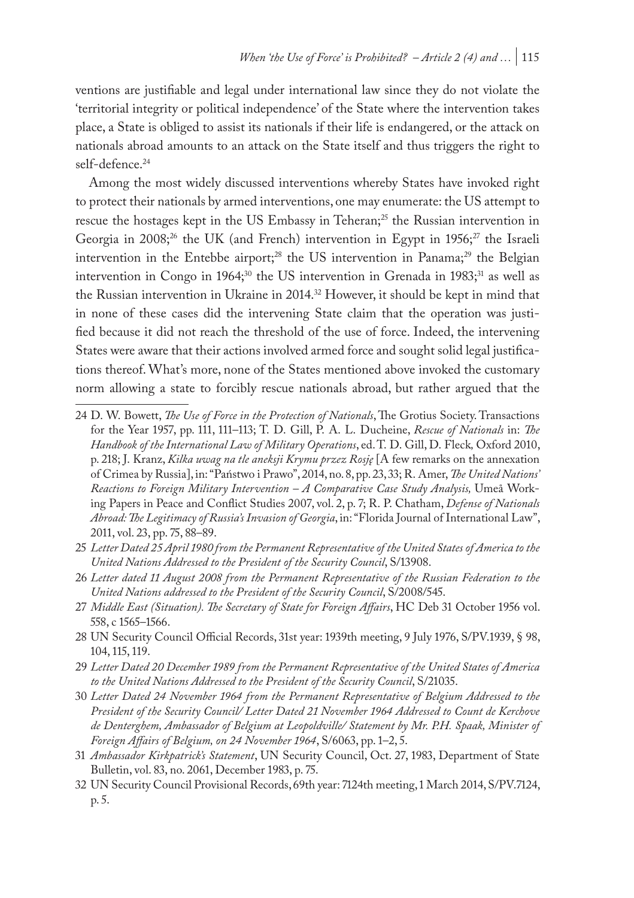ventions are justifiable and legal under international law since they do not violate the 'territorial integrity or political independence' of the State where the intervention takes place, a State is obliged to assist its nationals if their life is endangered, or the attack on nationals abroad amounts to an attack on the State itself and thus triggers the right to self-defence.[24]

Among the most widely discussed interventions whereby States have invoked right to protect their nationals by armed interventions, one may enumerate: the US attempt to rescue the hostages kept in the US Embassy in Teheran;[25] the Russian intervention in Georgia in 2008;[26] the UK (and French) intervention in Egypt in 1956;[27] the Israeli intervention in the Entebbe airport;[28] the US intervention in Panama;[29] the Belgian intervention in Congo in 1964;[30] the US intervention in Grenada in 1983;[31] as well as the Russian intervention in Ukraine in 2014.[32] However, it should be kept in mind that in none of these cases did the intervening State claim that the operation was justified because it did not reach the threshold of the use of force. Indeed, the intervening States were aware that their actions involved armed force and sought solid legal justifications thereof. What's more, none of the States mentioned above invoked the customary norm allowing a state to forcibly rescue nationals abroad, but rather argued that the

---

24 D. W. Bowett, *The Use of Force in the Protection of Nationals*, The Grotius Society. Transactions for the Year 1957, pp. 111, 111–113; T. D. Gill, P. A. L. Ducheine, *Rescue of Nationals* in: *The Handbook of the International Law of Military Operations*, ed. T. D. Gill, D. Fleck, Oxford 2010, p. 218; J. Kranz, *Kilka uwag na tle aneksji Krymu przez Rosję* [A few remarks on the annexation of Crimea by Russia], in: "Państwo i Prawo", 2014, no. 8, pp. 23, 33; R. Amer, *The United Nations' Reactions to Foreign Military Intervention – A Comparative Case Study Analysis,* Umeå Working Papers in Peace and Conflict Studies 2007, vol. 2, p. 7; R. P. Chatham, *Defense of Nationals Abroad: The Legitimacy of Russia's Invasion of Georgia*, in: "Florida Journal of International Law", 2011, vol. 23, pp. 75, 88–89.

25 *Letter Dated 25 April 1980 from the Permanent Representative of the United States of America to the United Nations Addressed to the President of the Security Council*, S/13908.

26 *Letter dated 11 August 2008 from the Permanent Representative of the Russian Federation to the United Nations addressed to the President of the Security Council*, S/2008/545.

27 *Middle East (Situation). The Secretary of State for Foreign Affairs*, HC Deb 31 October 1956 vol. 558, c 1565–1566.

28 UN Security Council Official Records, 31st year: 1939th meeting, 9 July 1976, S/PV.1939, § 98, 104, 115, 119.

29 *Letter Dated 20 December 1989 from the Permanent Representative of the United States of America to the United Nations Addressed to the President of the Security Council*, S/21035.

30 *Letter Dated 24 November 1964 from the Permanent Representative of Belgium Addressed to the President of the Security Council/ Letter Dated 21 November 1964 Addressed to Count de Kerchove de Denterghem, Ambassador of Belgium at Leopoldville/ Statement by Mr. P.H. Spaak, Minister of Foreign Affairs of Belgium, on 24 November 1964*, S/6063, pp. 1–2, 5.

31 *Ambassador Kirkpatrick's Statement*, UN Security Council, Oct. 27, 1983, Department of State Bulletin, vol. 83, no. 2061, December 1983, p. 75.

32 UN Security Council Provisional Records, 69th year: 7124th meeting, 1 March 2014, S/PV.7124, p. 5.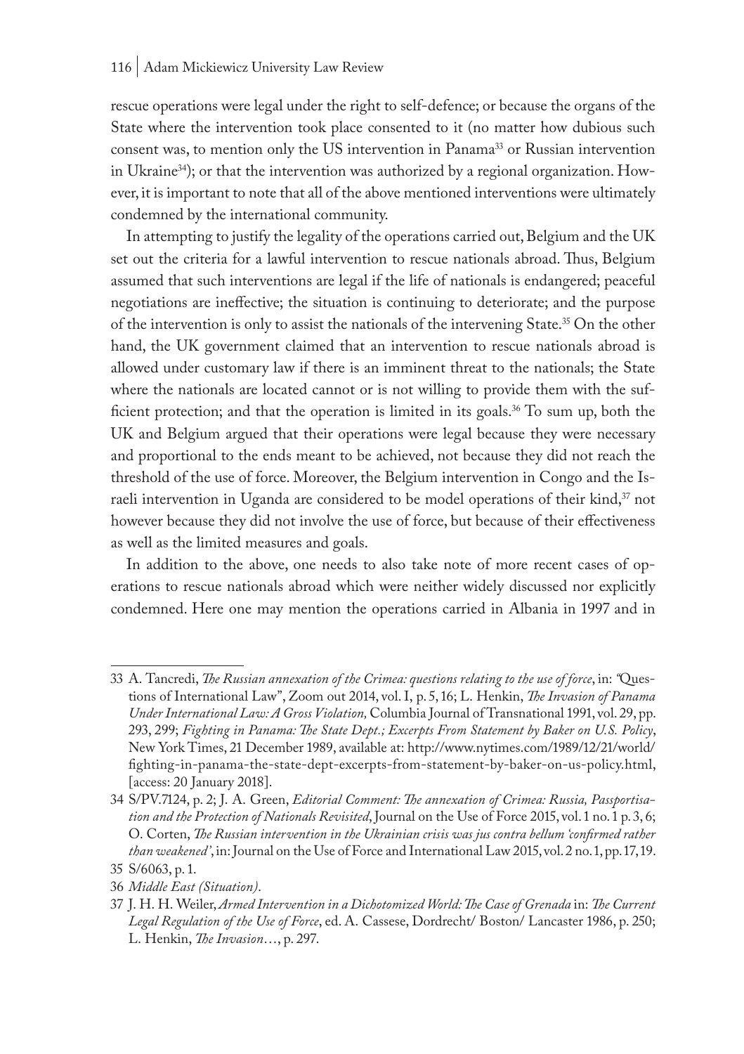rescue operations were legal under the right to self-defence; or because the organs of the State where the intervention took place consented to it (no matter how dubious such consent was, to mention only the US intervention in Panama[33] or Russian intervention in Ukraine[34]); or that the intervention was authorized by a regional organization. However, it is important to note that all of the above mentioned interventions were ultimately condemned by the international community.

In attempting to justify the legality of the operations carried out, Belgium and the UK set out the criteria for a lawful intervention to rescue nationals abroad. Thus, Belgium assumed that such interventions are legal if the life of nationals is endangered; peaceful negotiations are ineffective; the situation is continuing to deteriorate; and the purpose of the intervention is only to assist the nationals of the intervening State.[35] On the other hand, the UK government claimed that an intervention to rescue nationals abroad is allowed under customary law if there is an imminent threat to the nationals; the State where the nationals are located cannot or is not willing to provide them with the sufficient protection; and that the operation is limited in its goals.[36] To sum up, both the UK and Belgium argued that their operations were legal because they were necessary and proportional to the ends meant to be achieved, not because they did not reach the threshold of the use of force. Moreover, the Belgium intervention in Congo and the Israeli intervention in Uganda are considered to be model operations of their kind,[37] not however because they did not involve the use of force, but because of their effectiveness as well as the limited measures and goals.

In addition to the above, one needs to also take note of more recent cases of operations to rescue nationals abroad which were neither widely discussed nor explicitly condemned. Here one may mention the operations carried in Albania in 1997 and in

---

33 A. Tancredi, *The Russian annexation of the Crimea: questions relating to the use of force*, in: "Questions of International Law", Zoom out 2014, vol. I, p. 5, 16; L. Henkin, *The Invasion of Panama Under International Law: A Gross Violation,* Columbia Journal of Transnational 1991, vol. 29, pp. 293, 299; *Fighting in Panama: The State Dept.; Excerpts From Statement by Baker on U.S. Policy*, New York Times, 21 December 1989, available at: http://www.nytimes.com/1989/12/21/world/fighting-in-panama-the-state-dept-excerpts-from-statement-by-baker-on-us-policy.html, [access: 20 January 2018].

34 S/PV.7124, p. 2; J. A. Green, *Editorial Comment: The annexation of Crimea: Russia, Passportisation and the Protection of Nationals Revisited*, Journal on the Use of Force 2015, vol. 1 no. 1 p. 3, 6; O. Corten, *The Russian intervention in the Ukrainian crisis was jus contra bellum 'confirmed rather than weakened'*, in: Journal on the Use of Force and International Law 2015, vol. 2 no. 1, pp. 17, 19.

35 S/6063, p. 1.

36 *Middle East (Situation)*.

37 J. H. H. Weiler, *Armed Intervention in a Dichotomized World: The Case of Grenada* in: *The Current Legal Regulation of the Use of Force*, ed. A. Cassese, Dordrecht/ Boston/ Lancaster 1986, p. 250; L. Henkin, *The Invasion*…, p. 297.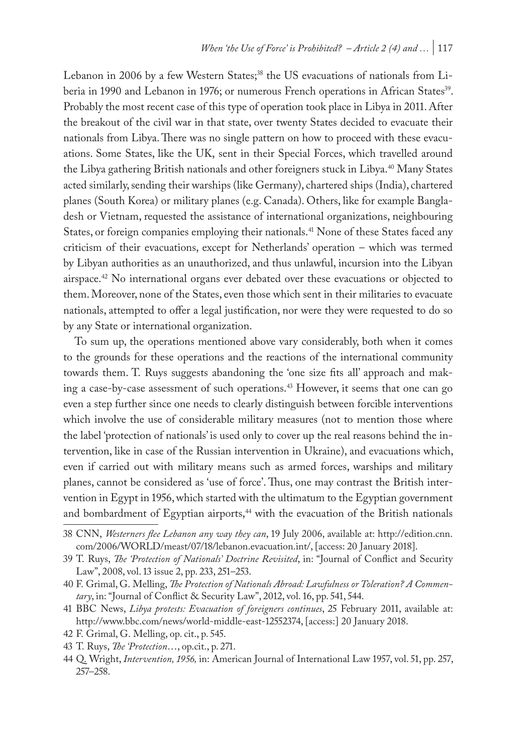Lebanon in 2006 by a few Western States;[38] the US evacuations of nationals from Liberia in 1990 and Lebanon in 1976; or numerous French operations in African States[39]. Probably the most recent case of this type of operation took place in Libya in 2011. After the breakout of the civil war in that state, over twenty States decided to evacuate their nationals from Libya. There was no single pattern on how to proceed with these evacuations. Some States, like the UK, sent in their Special Forces, which travelled around the Libya gathering British nationals and other foreigners stuck in Libya.[40] Many States acted similarly, sending their warships (like Germany), chartered ships (India), chartered planes (South Korea) or military planes (e.g. Canada). Others, like for example Bangladesh or Vietnam, requested the assistance of international organizations, neighbouring States, or foreign companies employing their nationals.[41] None of these States faced any criticism of their evacuations, except for Netherlands' operation – which was termed by Libyan authorities as an unauthorized, and thus unlawful, incursion into the Libyan airspace.[42] No international organs ever debated over these evacuations or objected to them. Moreover, none of the States, even those which sent in their militaries to evacuate nationals, attempted to offer a legal justification, nor were they were requested to do so by any State or international organization.

To sum up, the operations mentioned above vary considerably, both when it comes to the grounds for these operations and the reactions of the international community towards them. T. Ruys suggests abandoning the 'one size fits all' approach and making a case-by-case assessment of such operations.[43] However, it seems that one can go even a step further since one needs to clearly distinguish between forcible interventions which involve the use of considerable military measures (not to mention those where the label 'protection of nationals' is used only to cover up the real reasons behind the intervention, like in case of the Russian intervention in Ukraine), and evacuations which, even if carried out with military means such as armed forces, warships and military planes, cannot be considered as 'use of force'. Thus, one may contrast the British intervention in Egypt in 1956, which started with the ultimatum to the Egyptian government and bombardment of Egyptian airports,[44] with the evacuation of the British nationals

---

38 CNN, *Westerners flee Lebanon any way they can*, 19 July 2006, available at: http://edition.cnn.com/2006/WORLD/meast/07/18/lebanon.evacuation.int/, [access: 20 January 2018].

39 T. Ruys, *The 'Protection of Nationals' Doctrine Revisited*, in: "Journal of Conflict and Security Law", 2008, vol. 13 issue 2, pp. 233, 251–253.

40 F. Grimal, G. Melling, *The Protection of Nationals Abroad: Lawfulness or Toleration? A Commentary*, in: "Journal of Conflict & Security Law", 2012, vol. 16, pp. 541, 544.

41 BBC News, *Libya protests: Evacuation of foreigners continues*, 25 February 2011, available at: http://www.bbc.com/news/world-middle-east-12552374, [access:] 20 January 2018.

42 F. Grimal, G. Melling, op. cit., p. 545.

43 T. Ruys, *The 'Protection*…, op.cit., p. 271.

44 Q. Wright, *Intervention, 1956,* in: American Journal of International Law 1957, vol. 51, pp. 257, 257–258.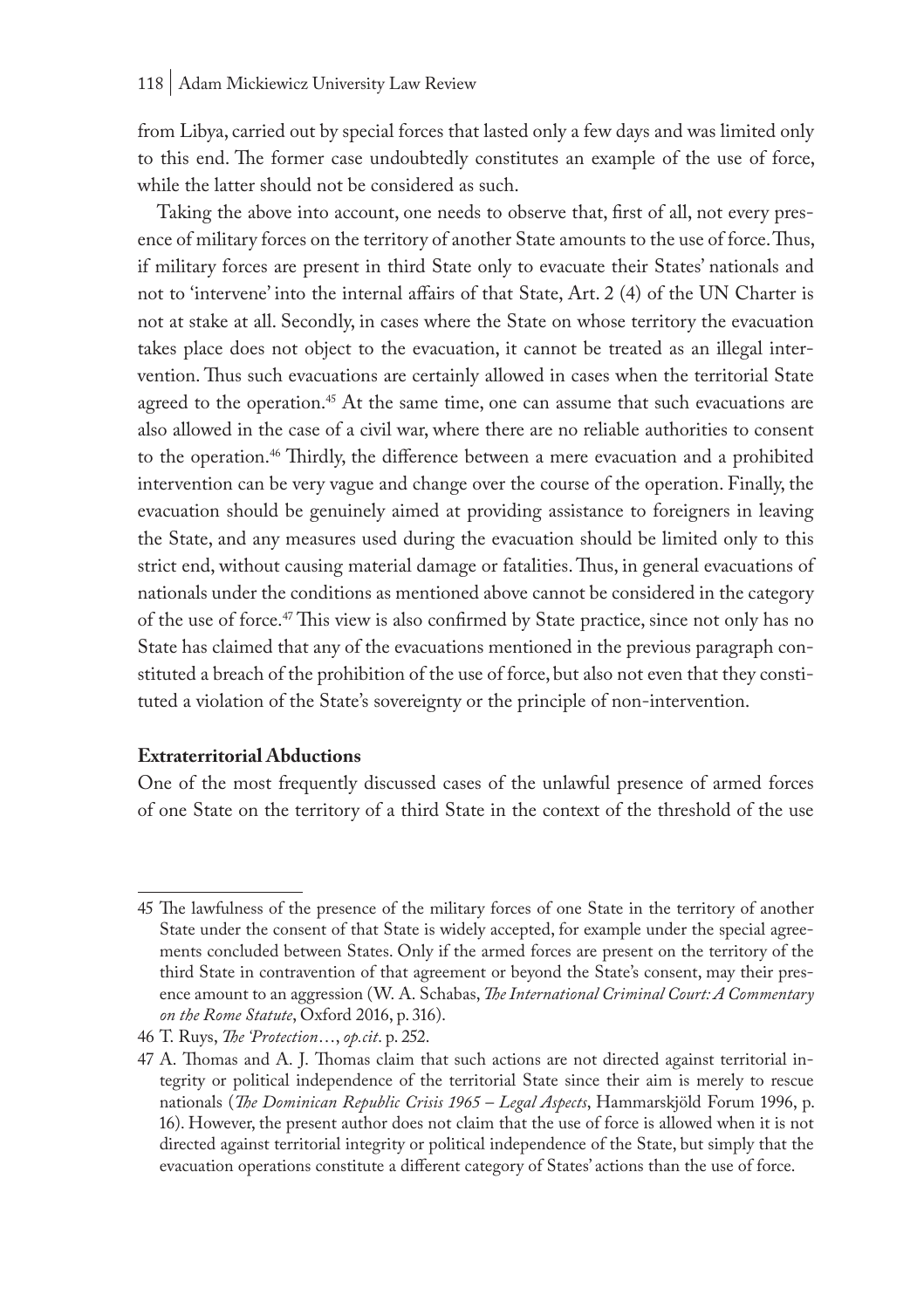from Libya, carried out by special forces that lasted only a few days and was limited only to this end. The former case undoubtedly constitutes an example of the use of force, while the latter should not be considered as such.

Taking the above into account, one needs to observe that, first of all, not every presence of military forces on the territory of another State amounts to the use of force. Thus, if military forces are present in third State only to evacuate their States' nationals and not to 'intervene' into the internal affairs of that State, Art. 2 (4) of the UN Charter is not at stake at all. Secondly, in cases where the State on whose territory the evacuation takes place does not object to the evacuation, it cannot be treated as an illegal intervention. Thus such evacuations are certainly allowed in cases when the territorial State agreed to the operation.[45] At the same time, one can assume that such evacuations are also allowed in the case of a civil war, where there are no reliable authorities to consent to the operation.[46] Thirdly, the difference between a mere evacuation and a prohibited intervention can be very vague and change over the course of the operation. Finally, the evacuation should be genuinely aimed at providing assistance to foreigners in leaving the State, and any measures used during the evacuation should be limited only to this strict end, without causing material damage or fatalities. Thus, in general evacuations of nationals under the conditions as mentioned above cannot be considered in the category of the use of force.[47] This view is also confirmed by State practice, since not only has no State has claimed that any of the evacuations mentioned in the previous paragraph constituted a breach of the prohibition of the use of force, but also not even that they constituted a violation of the State's sovereignty or the principle of non-intervention.

**Extraterritorial Abductions**

One of the most frequently discussed cases of the unlawful presence of armed forces of one State on the territory of a third State in the context of the threshold of the use

---

45 The lawfulness of the presence of the military forces of one State in the territory of another State under the consent of that State is widely accepted, for example under the special agreements concluded between States. Only if the armed forces are present on the territory of the third State in contravention of that agreement or beyond the State's consent, may their presence amount to an aggression (W. A. Schabas, *The International Criminal Court: A Commentary on the Rome Statute*, Oxford 2016, p. 316).

46 T. Ruys, *The 'Protection*…, *op.cit*. p. 252.

47 A. Thomas and A. J. Thomas claim that such actions are not directed against territorial integrity or political independence of the State since their aim is merely to rescue nationals (*The Dominican Republic Crisis 1965 – Legal Aspects*, Hammarskjöld Forum 1996, p. 16). However, the present author does not claim that the use of force is allowed when it is not directed against territorial integrity or political independence of the State, but simply that the evacuation operations constitute a different category of States' actions than the use of force.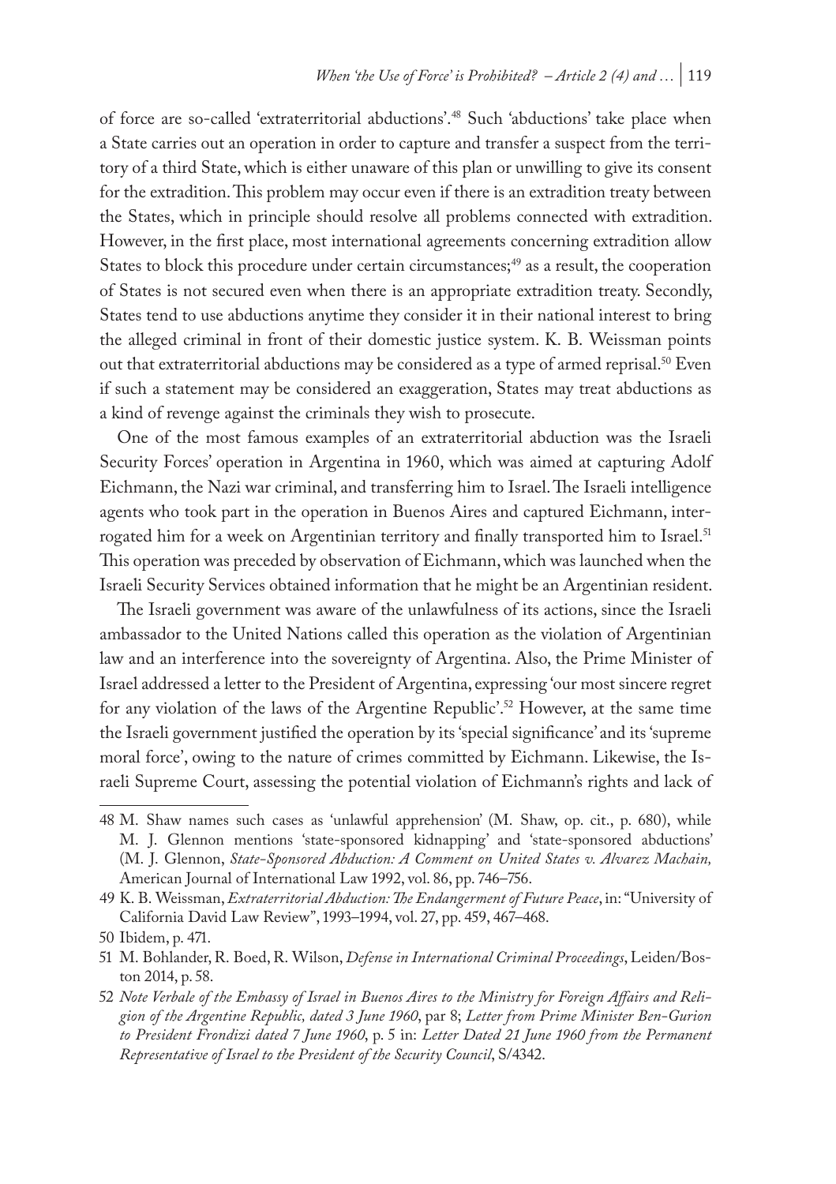of force are so-called 'extraterritorial abductions'.[48] Such 'abductions' take place when a State carries out an operation in order to capture and transfer a suspect from the territory of a third State, which is either unaware of this plan or unwilling to give its consent for the extradition. This problem may occur even if there is an extradition treaty between the States, which in principle should resolve all problems connected with extradition. However, in the first place, most international agreements concerning extradition allow States to block this procedure under certain circumstances;[49] as a result, the cooperation of States is not secured even when there is an appropriate extradition treaty. Secondly, States tend to use abductions anytime they consider it in their national interest to bring the alleged criminal in front of their domestic justice system. K. B. Weissman points out that extraterritorial abductions may be considered as a type of armed reprisal.[50] Even if such a statement may be considered an exaggeration, States may treat abductions as a kind of revenge against the criminals they wish to prosecute.

One of the most famous examples of an extraterritorial abduction was the Israeli Security Forces' operation in Argentina in 1960, which was aimed at capturing Adolf Eichmann, the Nazi war criminal, and transferring him to Israel. The Israeli intelligence agents who took part in the operation in Buenos Aires and captured Eichmann, interrogated him for a week on Argentinian territory and finally transported him to Israel.[51] This operation was preceded by observation of Eichmann, which was launched when the Israeli Security Services obtained information that he might be an Argentinian resident.

The Israeli government was aware of the unlawfulness of its actions, since the Israeli ambassador to the United Nations called this operation as the violation of Argentinian law and an interference into the sovereignty of Argentina. Also, the Prime Minister of Israel addressed a letter to the President of Argentina, expressing 'our most sincere regret for any violation of the laws of the Argentine Republic'.[52] However, at the same time the Israeli government justified the operation by its 'special significance' and its 'supreme moral force', owing to the nature of crimes committed by Eichmann. Likewise, the Israeli Supreme Court, assessing the potential violation of Eichmann's rights and lack of

---

48 M. Shaw names such cases as 'unlawful apprehension' (M. Shaw, op. cit., p. 680), while M. J. Glennon mentions 'state-sponsored kidnapping' and 'state-sponsored abductions' (M. J. Glennon, *State-Sponsored Abduction: A Comment on United States v. Alvarez Machain,* American Journal of International Law 1992, vol. 86, pp. 746–756.

49 K. B. Weissman, *Extraterritorial Abduction: The Endangerment of Future Peace*, in: "University of California David Law Review", 1993–1994, vol. 27, pp. 459, 467–468.

50 Ibidem, p. 471.

51 M. Bohlander, R. Boed, R. Wilson, *Defense in International Criminal Proceedings*, Leiden/Boston 2014, p. 58.

52 *Note Verbale of the Embassy of Israel in Buenos Aires to the Ministry for Foreign Affairs and Religion of the Argentine Republic, dated 3 June 1960*, par 8; *Letter from Prime Minister Ben-Gurion to President Frondizi dated 7 June 1960*, p. 5 in: *Letter Dated 21 June 1960 from the Permanent Representative of Israel to the President of the Security Council*, S/4342.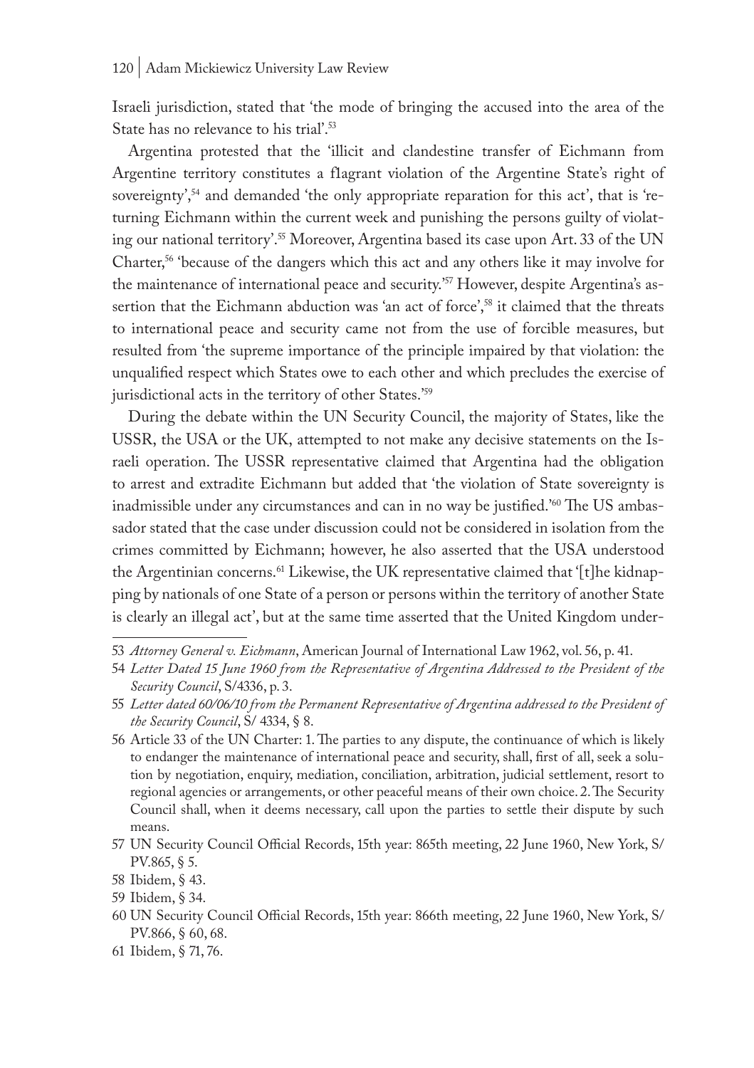Israeli jurisdiction, stated that 'the mode of bringing the accused into the area of the State has no relevance to his trial'.[53]

Argentina protested that the 'illicit and clandestine transfer of Eichmann from Argentine territory constitutes a flagrant violation of the Argentine State's right of sovereignty',[54] and demanded 'the only appropriate reparation for this act', that is 'returning Eichmann within the current week and punishing the persons guilty of violating our national territory'.[55] Moreover, Argentina based its case upon Art. 33 of the UN Charter,[56] 'because of the dangers which this act and any others like it may involve for the maintenance of international peace and security.'[57] However, despite Argentina's assertion that the Eichmann abduction was 'an act of force',[58] it claimed that the threats to international peace and security came not from the use of forcible measures, but resulted from 'the supreme importance of the principle impaired by that violation: the unqualified respect which States owe to each other and which precludes the exercise of jurisdictional acts in the territory of other States.'[59]

During the debate within the UN Security Council, the majority of States, like the USSR, the USA or the UK, attempted to not make any decisive statements on the Israeli operation. The USSR representative claimed that Argentina had the obligation to arrest and extradite Eichmann but added that 'the violation of State sovereignty is inadmissible under any circumstances and can in no way be justified.'[60] The US ambassador stated that the case under discussion could not be considered in isolation from the crimes committed by Eichmann; however, he also asserted that the USA understood the Argentinian concerns.[61] Likewise, the UK representative claimed that '[t]he kidnapping by nationals of one State of a person or persons within the territory of another State is clearly an illegal act', but at the same time asserted that the United Kingdom under-

---

53 *Attorney General v. Eichmann*, American Journal of International Law 1962, vol. 56, p. 41.

54 *Letter Dated 15 June 1960 from the Representative of Argentina Addressed to the President of the Security Council*, S/4336, p. 3.

55 *Letter dated 60/06/10 from the Permanent Representative of Argentina addressed to the President of the Security Council*, S/ 4334, § 8.

56 Article 33 of the UN Charter: 1. The parties to any dispute, the continuance of which is likely to endanger the maintenance of international peace and security, shall, first of all, seek a solution by negotiation, enquiry, mediation, conciliation, arbitration, judicial settlement, resort to regional agencies or arrangements, or other peaceful means of their own choice. 2. The Security Council shall, when it deems necessary, call upon the parties to settle their dispute by such means.

57 UN Security Council Official Records, 15th year: 865th meeting, 22 June 1960, New York, S/ PV.865, § 5.

58 Ibidem, § 43.

59 Ibidem, § 34.

60 UN Security Council Official Records, 15th year: 866th meeting, 22 June 1960, New York, S/ PV.866, § 60, 68.

61 Ibidem, § 71, 76.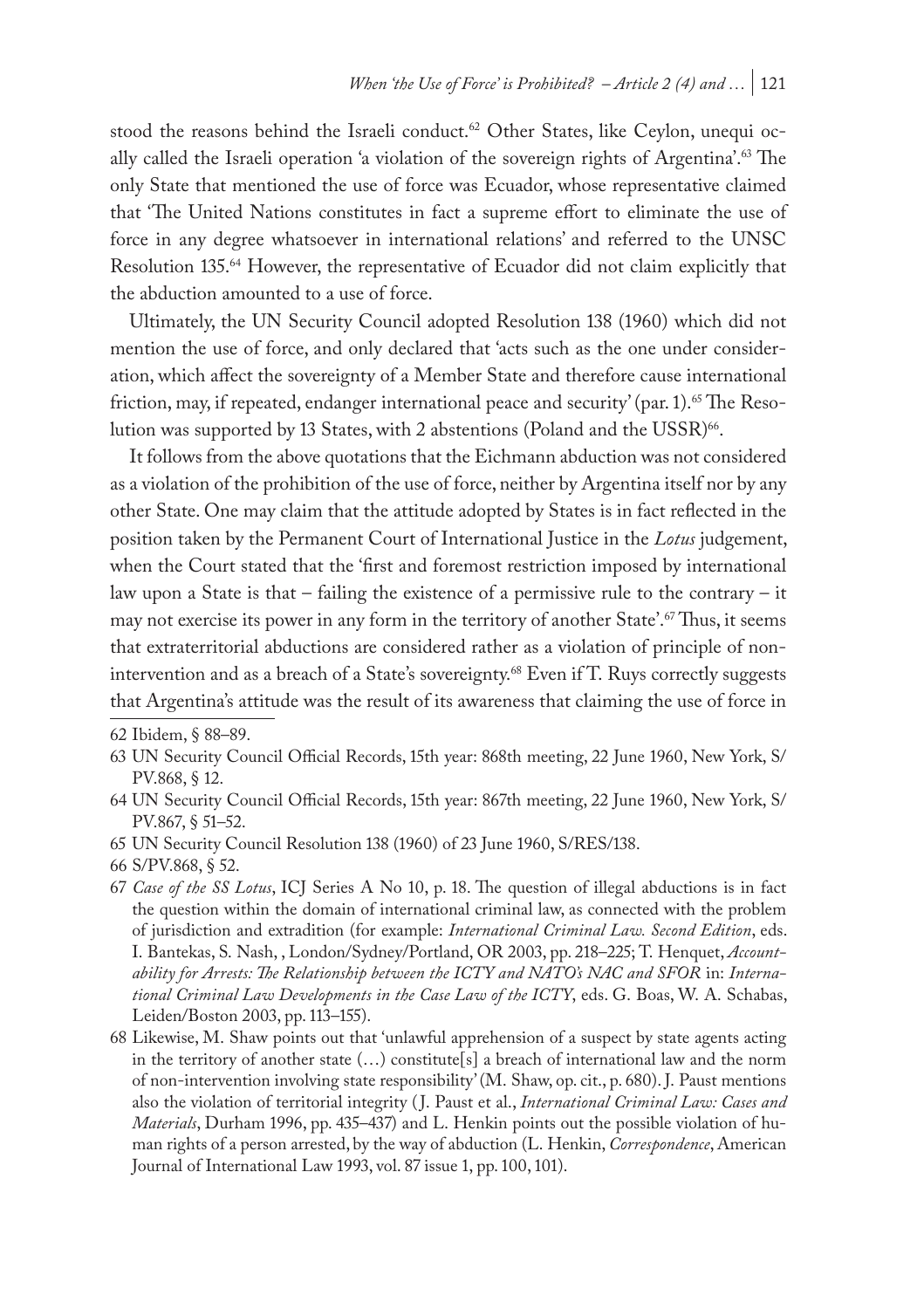stood the reasons behind the Israeli conduct.[62] Other States, like Ceylon, unequi ocally called the Israeli operation 'a violation of the sovereign rights of Argentina'.[63] The only State that mentioned the use of force was Ecuador, whose representative claimed that 'The United Nations constitutes in fact a supreme effort to eliminate the use of force in any degree whatsoever in international relations' and referred to the UNSC Resolution 135.[64] However, the representative of Ecuador did not claim explicitly that the abduction amounted to a use of force.

Ultimately, the UN Security Council adopted Resolution 138 (1960) which did not mention the use of force, and only declared that 'acts such as the one under consideration, which affect the sovereignty of a Member State and therefore cause international friction, may, if repeated, endanger international peace and security' (par. 1).[65] The Resolution was supported by 13 States, with 2 abstentions (Poland and the USSR)[66].

It follows from the above quotations that the Eichmann abduction was not considered as a violation of the prohibition of the use of force, neither by Argentina itself nor by any other State. One may claim that the attitude adopted by States is in fact reflected in the position taken by the Permanent Court of International Justice in the *Lotus* judgement, when the Court stated that the 'first and foremost restriction imposed by international law upon a State is that – failing the existence of a permissive rule to the contrary – it may not exercise its power in any form in the territory of another State'.[67] Thus, it seems that extraterritorial abductions are considered rather as a violation of principle of non-intervention and as a breach of a State's sovereignty.[68] Even if T. Ruys correctly suggests that Argentina's attitude was the result of its awareness that claiming the use of force in

62 Ibidem, § 88–89.

63 UN Security Council Official Records, 15th year: 868th meeting, 22 June 1960, New York, S/PV.868, § 12.

64 UN Security Council Official Records, 15th year: 867th meeting, 22 June 1960, New York, S/PV.867, § 51–52.

65 UN Security Council Resolution 138 (1960) of 23 June 1960, S/RES/138.

66 S/PV.868, § 52.

67 *Case of the SS Lotus*, ICJ Series A No 10, p. 18. The question of illegal abductions is in fact the question within the domain of international criminal law, as connected with the problem of jurisdiction and extradition (for example: *International Criminal Law. Second Edition*, eds. I. Bantekas, S. Nash, , London/Sydney/Portland, OR 2003, pp. 218–225; T. Henquet, *Accountability for Arrests: The Relationship between the ICTY and NATO's NAC and SFOR* in: *International Criminal Law Developments in the Case Law of the ICTY*, eds. G. Boas, W. A. Schabas, Leiden/Boston 2003, pp. 113–155).

68 Likewise, M. Shaw points out that 'unlawful apprehension of a suspect by state agents acting in the territory of another state (…) constitute[s] a breach of international law and the norm of non-intervention involving state responsibility' (M. Shaw, op. cit., p. 680). J. Paust mentions also the violation of territorial integrity (J. Paust et al., *International Criminal Law: Cases and Materials*, Durham 1996, pp. 435–437) and L. Henkin points out the possible violation of human rights of a person arrested, by the way of abduction (L. Henkin, *Correspondence*, American Journal of International Law 1993, vol. 87 issue 1, pp. 100, 101).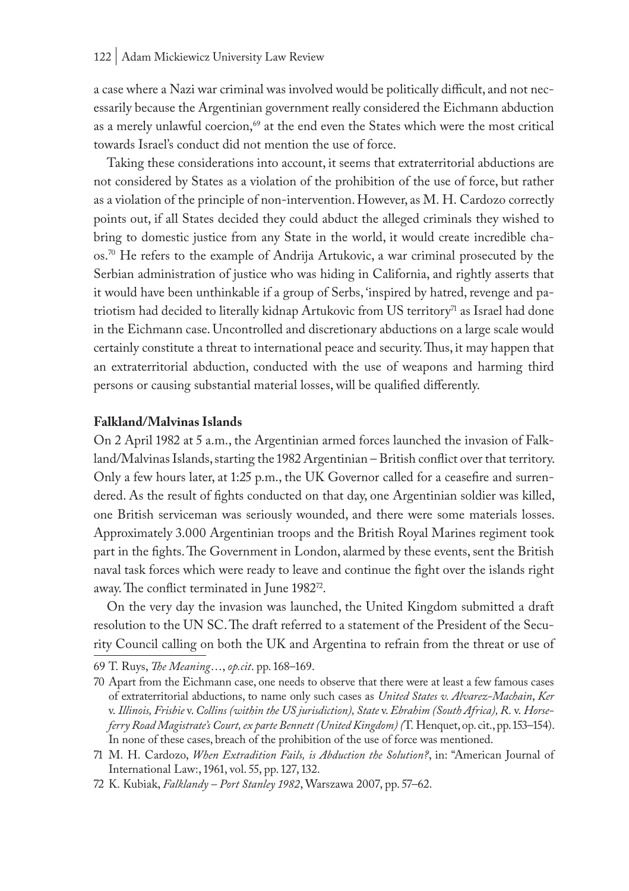a case where a Nazi war criminal was involved would be politically difficult, and not necessarily because the Argentinian government really considered the Eichmann abduction as a merely unlawful coercion,[69] at the end even the States which were the most critical towards Israel's conduct did not mention the use of force.

Taking these considerations into account, it seems that extraterritorial abductions are not considered by States as a violation of the prohibition of the use of force, but rather as a violation of the principle of non-intervention. However, as M. H. Cardozo correctly points out, if all States decided they could abduct the alleged criminals they wished to bring to domestic justice from any State in the world, it would create incredible chaos.[70] He refers to the example of Andrija Artukovic, a war criminal prosecuted by the Serbian administration of justice who was hiding in California, and rightly asserts that it would have been unthinkable if a group of Serbs, 'inspired by hatred, revenge and patriotism had decided to literally kidnap Artukovic from US territory[71] as Israel had done in the Eichmann case. Uncontrolled and discretionary abductions on a large scale would certainly constitute a threat to international peace and security. Thus, it may happen that an extraterritorial abduction, conducted with the use of weapons and harming third persons or causing substantial material losses, will be qualified differently.

**Falkland/Malvinas Islands**

On 2 April 1982 at 5 a.m., the Argentinian armed forces launched the invasion of Falkland/Malvinas Islands, starting the 1982 Argentinian – British conflict over that territory. Only a few hours later, at 1:25 p.m., the UK Governor called for a ceasefire and surrendered. As the result of fights conducted on that day, one Argentinian soldier was killed, one British serviceman was seriously wounded, and there were some materials losses. Approximately 3.000 Argentinian troops and the British Royal Marines regiment took part in the fights. The Government in London, alarmed by these events, sent the British naval task forces which were ready to leave and continue the fight over the islands right away. The conflict terminated in June 1982[72].

On the very day the invasion was launched, the United Kingdom submitted a draft resolution to the UN SC. The draft referred to a statement of the President of the Security Council calling on both the UK and Argentina to refrain from the threat or use of

69 T. Ruys, *The Meaning*…, *op.cit*. pp. 168–169.

70 Apart from the Eichmann case, one needs to observe that there were at least a few famous cases of extraterritorial abductions, to name only such cases as *United States v. Alvarez-Machain*, *Ker* v. *Illinois, Frisbie* v. *Collins (within the US jurisdiction), State* v. *Ebrahim (South Africa), R.* v. *Horseferry Road Magistrate's Court, ex parte Bennett (United Kingdom) (*T. Henquet, op. cit., pp. 153–154). In none of these cases, breach of the prohibition of the use of force was mentioned.

71 M. H. Cardozo, *When Extradition Fails, is Abduction the Solution?*, in: "American Journal of International Law:, 1961, vol. 55, pp. 127, 132.

72 K. Kubiak, *Falklandy – Port Stanley 1982*, Warszawa 2007, pp. 57–62.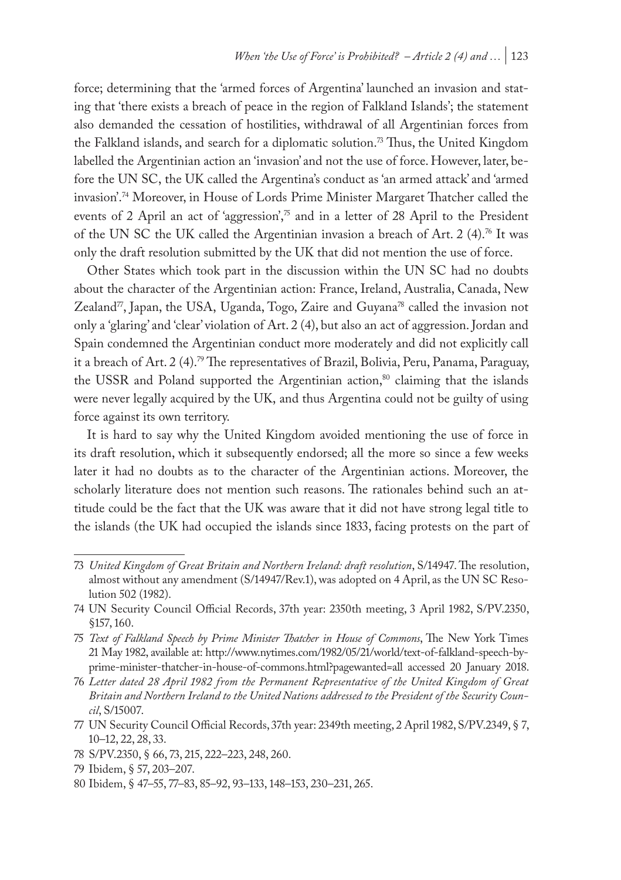force; determining that the 'armed forces of Argentina' launched an invasion and stating that 'there exists a breach of peace in the region of Falkland Islands'; the statement also demanded the cessation of hostilities, withdrawal of all Argentinian forces from the Falkland islands, and search for a diplomatic solution.[73] Thus, the United Kingdom labelled the Argentinian action an 'invasion' and not the use of force. However, later, before the UN SC, the UK called the Argentina's conduct as 'an armed attack' and 'armed invasion'.[74] Moreover, in House of Lords Prime Minister Margaret Thatcher called the events of 2 April an act of 'aggression',[75] and in a letter of 28 April to the President of the UN SC the UK called the Argentinian invasion a breach of Art. 2 (4).[76] It was only the draft resolution submitted by the UK that did not mention the use of force.

Other States which took part in the discussion within the UN SC had no doubts about the character of the Argentinian action: France, Ireland, Australia, Canada, New Zealand[77], Japan, the USA, Uganda, Togo, Zaire and Guyana[78] called the invasion not only a 'glaring' and 'clear' violation of Art. 2 (4), but also an act of aggression. Jordan and Spain condemned the Argentinian conduct more moderately and did not explicitly call it a breach of Art. 2 (4).[79] The representatives of Brazil, Bolivia, Peru, Panama, Paraguay, the USSR and Poland supported the Argentinian action,[80] claiming that the islands were never legally acquired by the UK, and thus Argentina could not be guilty of using force against its own territory.

It is hard to say why the United Kingdom avoided mentioning the use of force in its draft resolution, which it subsequently endorsed; all the more so since a few weeks later it had no doubts as to the character of the Argentinian actions. Moreover, the scholarly literature does not mention such reasons. The rationales behind such an attitude could be the fact that the UK was aware that it did not have strong legal title to the islands (the UK had occupied the islands since 1833, facing protests on the part of

---

73 *United Kingdom of Great Britain and Northern Ireland: draft resolution*, S/14947. The resolution, almost without any amendment (S/14947/Rev.1), was adopted on 4 April, as the UN SC Resolution 502 (1982).

74 UN Security Council Official Records, 37th year: 2350th meeting, 3 April 1982, S/PV.2350, §157, 160.

75 *Text of Falkland Speech by Prime Minister Thatcher in House of Commons*, The New York Times 21 May 1982, available at: http://www.nytimes.com/1982/05/21/world/text-of-falkland-speech-by-prime-minister-thatcher-in-house-of-commons.html?pagewanted=all accessed 20 January 2018.

76 *Letter dated 28 April 1982 from the Permanent Representative of the United Kingdom of Great Britain and Northern Ireland to the United Nations addressed to the President of the Security Council*, S/15007.

77 UN Security Council Official Records, 37th year: 2349th meeting, 2 April 1982, S/PV.2349, § 7, 10–12, 22, 28, 33.

78 S/PV.2350, § 66, 73, 215, 222–223, 248, 260.

79 Ibidem, § 57, 203–207.

80 Ibidem, § 47–55, 77–83, 85–92, 93–133, 148–153, 230–231, 265.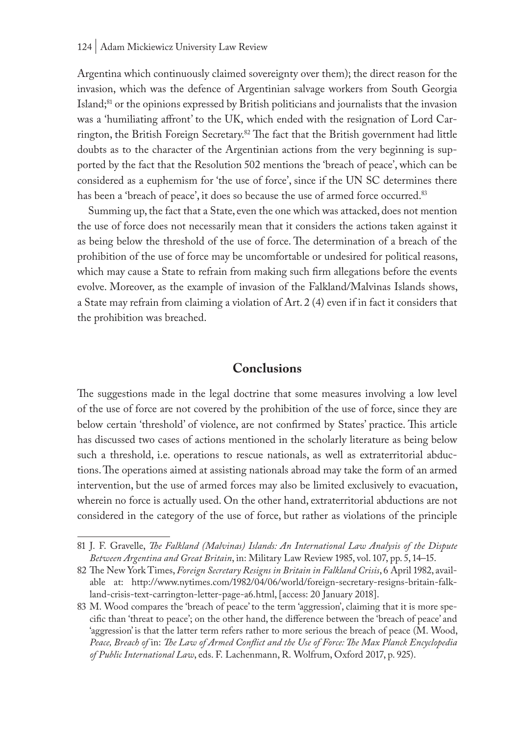Argentina which continuously claimed sovereignty over them); the direct reason for the invasion, which was the defence of Argentinian salvage workers from South Georgia Island;[81] or the opinions expressed by British politicians and journalists that the invasion was a 'humiliating affront' to the UK, which ended with the resignation of Lord Carrington, the British Foreign Secretary.[82] The fact that the British government had little doubts as to the character of the Argentinian actions from the very beginning is supported by the fact that the Resolution 502 mentions the 'breach of peace', which can be considered as a euphemism for 'the use of force', since if the UN SC determines there has been a 'breach of peace', it does so because the use of armed force occurred.[83]

Summing up, the fact that a State, even the one which was attacked, does not mention the use of force does not necessarily mean that it considers the actions taken against it as being below the threshold of the use of force. The determination of a breach of the prohibition of the use of force may be uncomfortable or undesired for political reasons, which may cause a State to refrain from making such firm allegations before the events evolve. Moreover, as the example of invasion of the Falkland/Malvinas Islands shows, a State may refrain from claiming a violation of Art. 2 (4) even if in fact it considers that the prohibition was breached.

## Conclusions

The suggestions made in the legal doctrine that some measures involving a low level of the use of force are not covered by the prohibition of the use of force, since they are below certain 'threshold' of violence, are not confirmed by States' practice. This article has discussed two cases of actions mentioned in the scholarly literature as being below such a threshold, i.e. operations to rescue nationals, as well as extraterritorial abductions. The operations aimed at assisting nationals abroad may take the form of an armed intervention, but the use of armed forces may also be limited exclusively to evacuation, wherein no force is actually used. On the other hand, extraterritorial abductions are not considered in the category of the use of force, but rather as violations of the principle

---

81 J. F. Gravelle, *The Falkland (Malvinas) Islands: An International Law Analysis of the Dispute Between Argentina and Great Britain*, in: Military Law Review 1985, vol. 107, pp. 5, 14–15.

82 The New York Times, *Foreign Secretary Resigns in Britain in Falkland Crisis*, 6 April 1982, available at: http://www.nytimes.com/1982/04/06/world/foreign-secretary-resigns-britain-falkland-crisis-text-carrington-letter-page-a6.html, [access: 20 January 2018].

83 M. Wood compares the 'breach of peace' to the term 'aggression', claiming that it is more specific than 'threat to peace'; on the other hand, the difference between the 'breach of peace' and 'aggression' is that the latter term refers rather to more serious the breach of peace (M. Wood, *Peace, Breach of* in: *The Law of Armed Conflict and the Use of Force: The Max Planck Encyclopedia of Public International Law*, eds. F. Lachenmann, R. Wolfrum, Oxford 2017, p. 925).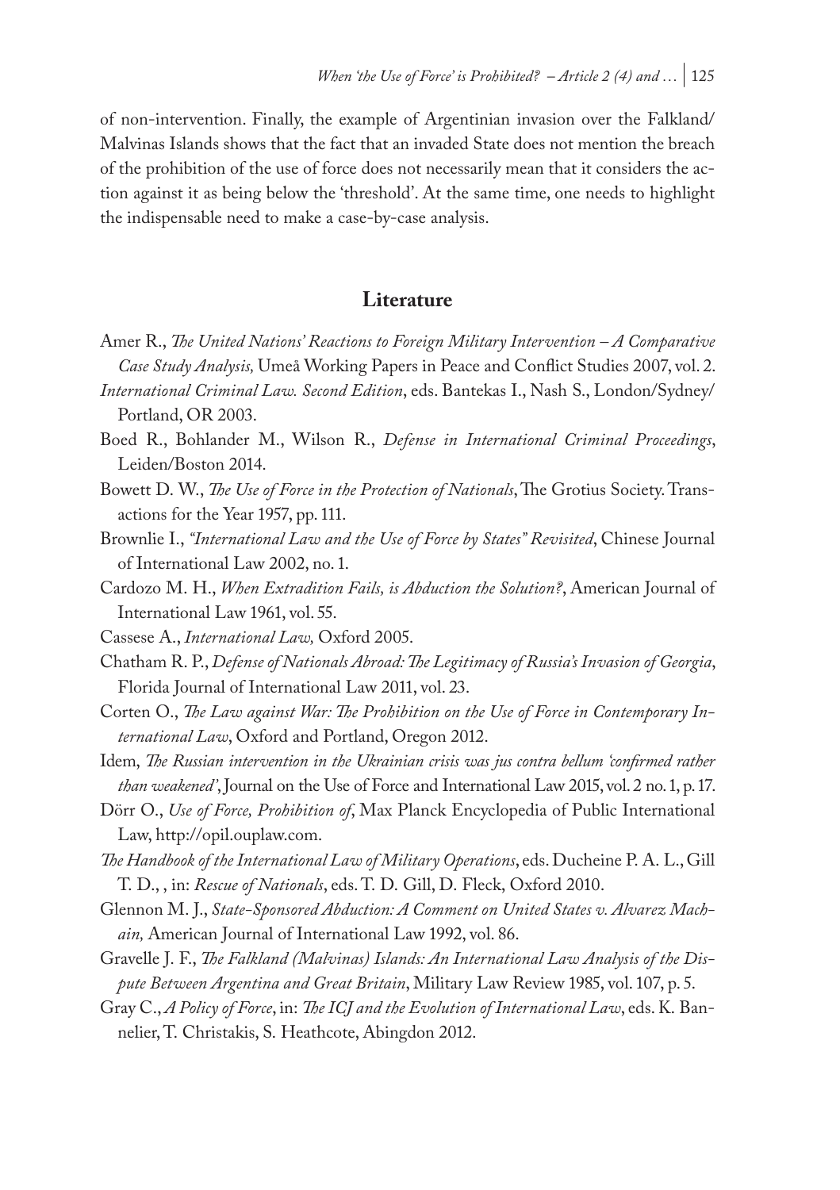of non-intervention. Finally, the example of Argentinian invasion over the Falkland/ Malvinas Islands shows that the fact that an invaded State does not mention the breach of the prohibition of the use of force does not necessarily mean that it considers the action against it as being below the 'threshold'. At the same time, one needs to highlight the indispensable need to make a case-by-case analysis.

## Literature

Amer R., *The United Nations' Reactions to Foreign Military Intervention – A Comparative Case Study Analysis,* Umeå Working Papers in Peace and Conflict Studies 2007, vol. 2.

*International Criminal Law. Second Edition*, eds. Bantekas I., Nash S., London/Sydney/ Portland, OR 2003.

Boed R., Bohlander M., Wilson R., *Defense in International Criminal Proceedings*, Leiden/Boston 2014.

Bowett D. W., *The Use of Force in the Protection of Nationals*, The Grotius Society. Transactions for the Year 1957, pp. 111.

Brownlie I., *"International Law and the Use of Force by States" Revisited*, Chinese Journal of International Law 2002, no. 1.

Cardozo M. H., *When Extradition Fails, is Abduction the Solution?*, American Journal of International Law 1961, vol. 55.

Cassese A., *International Law,* Oxford 2005.

Chatham R. P., *Defense of Nationals Abroad: The Legitimacy of Russia's Invasion of Georgia*, Florida Journal of International Law 2011, vol. 23.

Corten O., *The Law against War: The Prohibition on the Use of Force in Contemporary International Law*, Oxford and Portland, Oregon 2012.

Idem, *The Russian intervention in the Ukrainian crisis was jus contra bellum 'confirmed rather than weakened'*, Journal on the Use of Force and International Law 2015, vol. 2 no. 1, p. 17.

Dörr O., *Use of Force, Prohibition of*, Max Planck Encyclopedia of Public International Law, http://opil.ouplaw.com.

*The Handbook of the International Law of Military Operations*, eds. Ducheine P. A. L., Gill T. D., , in: *Rescue of Nationals*, eds. T. D. Gill, D. Fleck, Oxford 2010.

Glennon M. J., *State-Sponsored Abduction: A Comment on United States v. Alvarez Machain,* American Journal of International Law 1992, vol. 86.

Gravelle J. F., *The Falkland (Malvinas) Islands: An International Law Analysis of the Dispute Between Argentina and Great Britain*, Military Law Review 1985, vol. 107, p. 5.

Gray C., *A Policy of Force*, in: *The ICJ and the Evolution of International Law*, eds. K. Bannelier, T. Christakis, S. Heathcote, Abingdon 2012.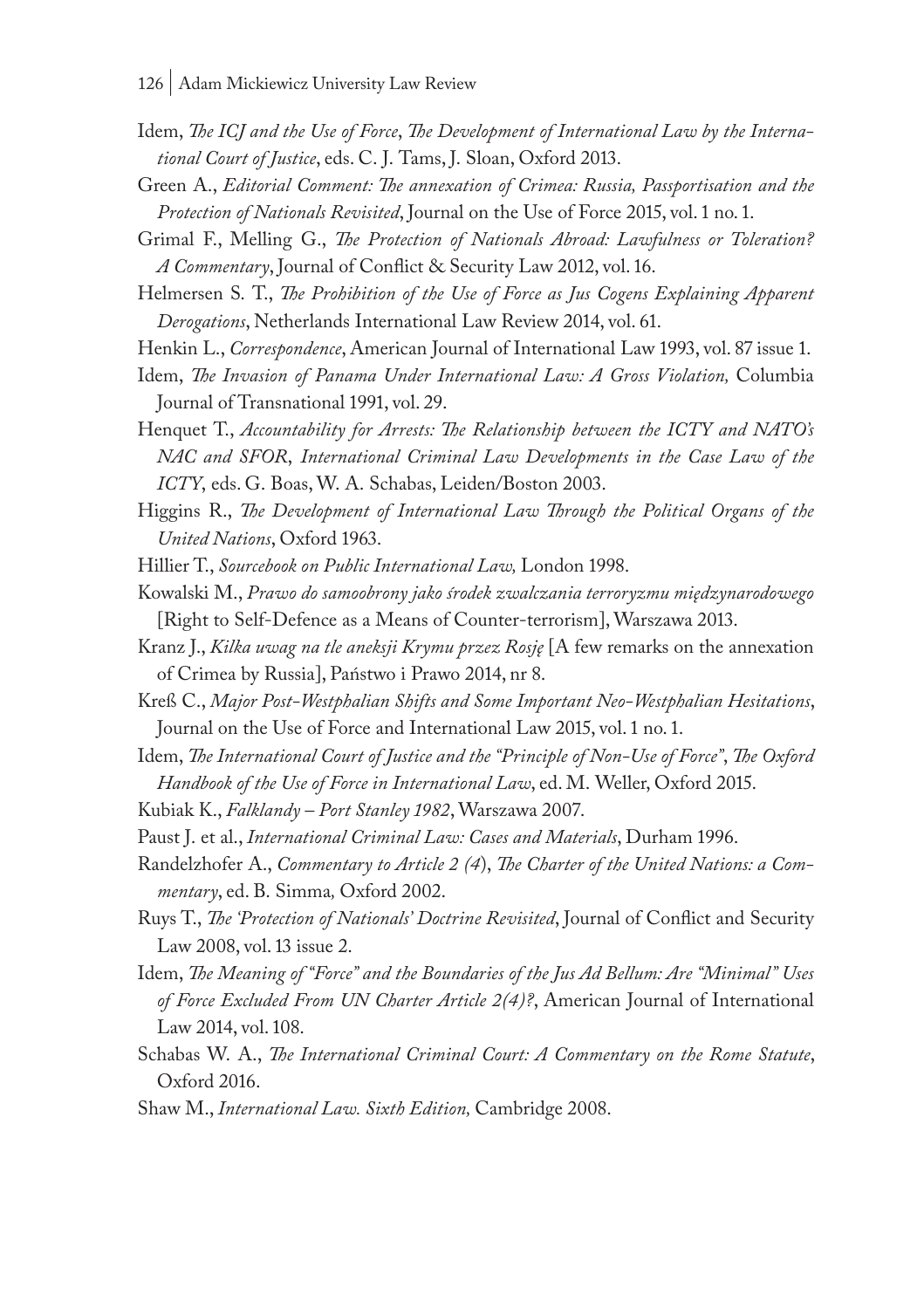Idem, *The ICJ and the Use of Force*, *The Development of International Law by the International Court of Justice*, eds. C. J. Tams, J. Sloan, Oxford 2013.

Green A., *Editorial Comment: The annexation of Crimea: Russia, Passportisation and the Protection of Nationals Revisited*, Journal on the Use of Force 2015, vol. 1 no. 1.

Grimal F., Melling G., *The Protection of Nationals Abroad: Lawfulness or Toleration? A Commentary*, Journal of Conflict & Security Law 2012, vol. 16.

Helmersen S. T., *The Prohibition of the Use of Force as Jus Cogens Explaining Apparent Derogations*, Netherlands International Law Review 2014, vol. 61.

Henkin L., *Correspondence*, American Journal of International Law 1993, vol. 87 issue 1.

Idem, *The Invasion of Panama Under International Law: A Gross Violation,* Columbia Journal of Transnational 1991, vol. 29.

Henquet T., *Accountability for Arrests: The Relationship between the ICTY and NATO's NAC and SFOR*, *International Criminal Law Developments in the Case Law of the ICTY*, eds. G. Boas, W. A. Schabas, Leiden/Boston 2003.

Higgins R., *The Development of International Law Through the Political Organs of the United Nations*, Oxford 1963.

Hillier T., *Sourcebook on Public International Law,* London 1998.

Kowalski M., *Prawo do samoobrony jako środek zwalczania terroryzmu międzynarodowego* [Right to Self-Defence as a Means of Counter-terrorism], Warszawa 2013.

Kranz J., *Kilka uwag na tle aneksji Krymu przez Rosję* [A few remarks on the annexation of Crimea by Russia], Państwo i Prawo 2014, nr 8.

Kreß C., *Major Post-Westphalian Shifts and Some Important Neo-Westphalian Hesitations*, Journal on the Use of Force and International Law 2015, vol. 1 no. 1.

Idem, *The International Court of Justice and the "Principle of Non-Use of Force"*, *The Oxford Handbook of the Use of Force in International Law*, ed. M. Weller, Oxford 2015.

Kubiak K., *Falklandy – Port Stanley 1982*, Warszawa 2007.

Paust J. et al., *International Criminal Law: Cases and Materials*, Durham 1996.

Randelzhofer A., *Commentary to Article 2 (4)*, *The Charter of the United Nations: a Commentary*, ed. B. Simma*,* Oxford 2002.

Ruys T., *The 'Protection of Nationals' Doctrine Revisited*, Journal of Conflict and Security Law 2008, vol. 13 issue 2.

Idem, *The Meaning of "Force" and the Boundaries of the Jus Ad Bellum: Are "Minimal" Uses of Force Excluded From UN Charter Article 2(4)?*, American Journal of International Law 2014, vol. 108.

Schabas W. A., *The International Criminal Court: A Commentary on the Rome Statute*, Oxford 2016.

Shaw M., *International Law. Sixth Edition,* Cambridge 2008.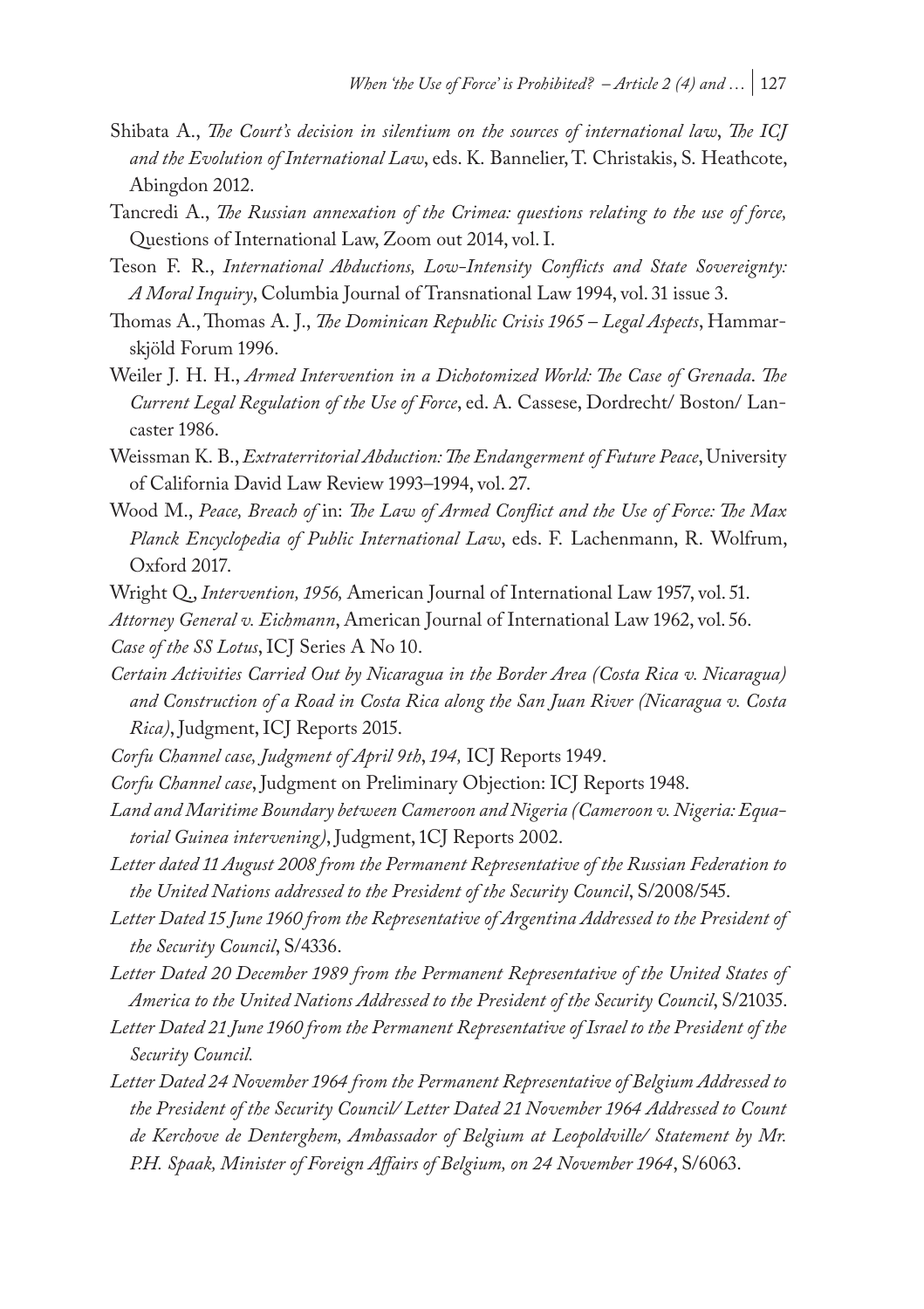Shibata A., *The Court's decision in silentium on the sources of international law*, *The ICJ and the Evolution of International Law*, eds. K. Bannelier, T. Christakis, S. Heathcote, Abingdon 2012.

Tancredi A., *The Russian annexation of the Crimea: questions relating to the use of force,* Questions of International Law, Zoom out 2014, vol. I.

Teson F. R., *International Abductions, Low-Intensity Conflicts and State Sovereignty: A Moral Inquiry*, Columbia Journal of Transnational Law 1994, vol. 31 issue 3.

Thomas A., Thomas A. J., *The Dominican Republic Crisis 1965 – Legal Aspects*, Hammarskjöld Forum 1996.

Weiler J. H. H., *Armed Intervention in a Dichotomized World: The Case of Grenada*. *The Current Legal Regulation of the Use of Force*, ed. A. Cassese, Dordrecht/ Boston/ Lancaster 1986.

Weissman K. B., *Extraterritorial Abduction: The Endangerment of Future Peace*, University of California David Law Review 1993–1994, vol. 27.

Wood M., *Peace, Breach of* in: *The Law of Armed Conflict and the Use of Force: The Max Planck Encyclopedia of Public International Law*, eds. F. Lachenmann, R. Wolfrum, Oxford 2017.

Wright Q., *Intervention, 1956,* American Journal of International Law 1957, vol. 51.

*Attorney General v. Eichmann*, American Journal of International Law 1962, vol. 56.

*Case of the SS Lotus*, ICJ Series A No 10.

*Certain Activities Carried Out by Nicaragua in the Border Area (Costa Rica v. Nicaragua) and Construction of a Road in Costa Rica along the San Juan River (Nicaragua v. Costa Rica)*, Judgment, ICJ Reports 2015.

*Corfu Channel case, Judgment of April 9th*, *194,* ICJ Reports 1949.

*Corfu Channel case*, Judgment on Preliminary Objection: ICJ Reports 1948.

*Land and Maritime Boundary between Cameroon and Nigeria (Cameroon v. Nigeria: Equatorial Guinea intervening)*, Judgment, 1CJ Reports 2002.

*Letter dated 11 August 2008 from the Permanent Representative of the Russian Federation to the United Nations addressed to the President of the Security Council*, S/2008/545.

*Letter Dated 15 June 1960 from the Representative of Argentina Addressed to the President of the Security Council*, S/4336.

*Letter Dated 20 December 1989 from the Permanent Representative of the United States of America to the United Nations Addressed to the President of the Security Council*, S/21035.

*Letter Dated 21 June 1960 from the Permanent Representative of Israel to the President of the Security Council.*

*Letter Dated 24 November 1964 from the Permanent Representative of Belgium Addressed to the President of the Security Council/ Letter Dated 21 November 1964 Addressed to Count de Kerchove de Denterghem, Ambassador of Belgium at Leopoldville/ Statement by Mr. P.H. Spaak, Minister of Foreign Affairs of Belgium, on 24 November 1964*, S/6063.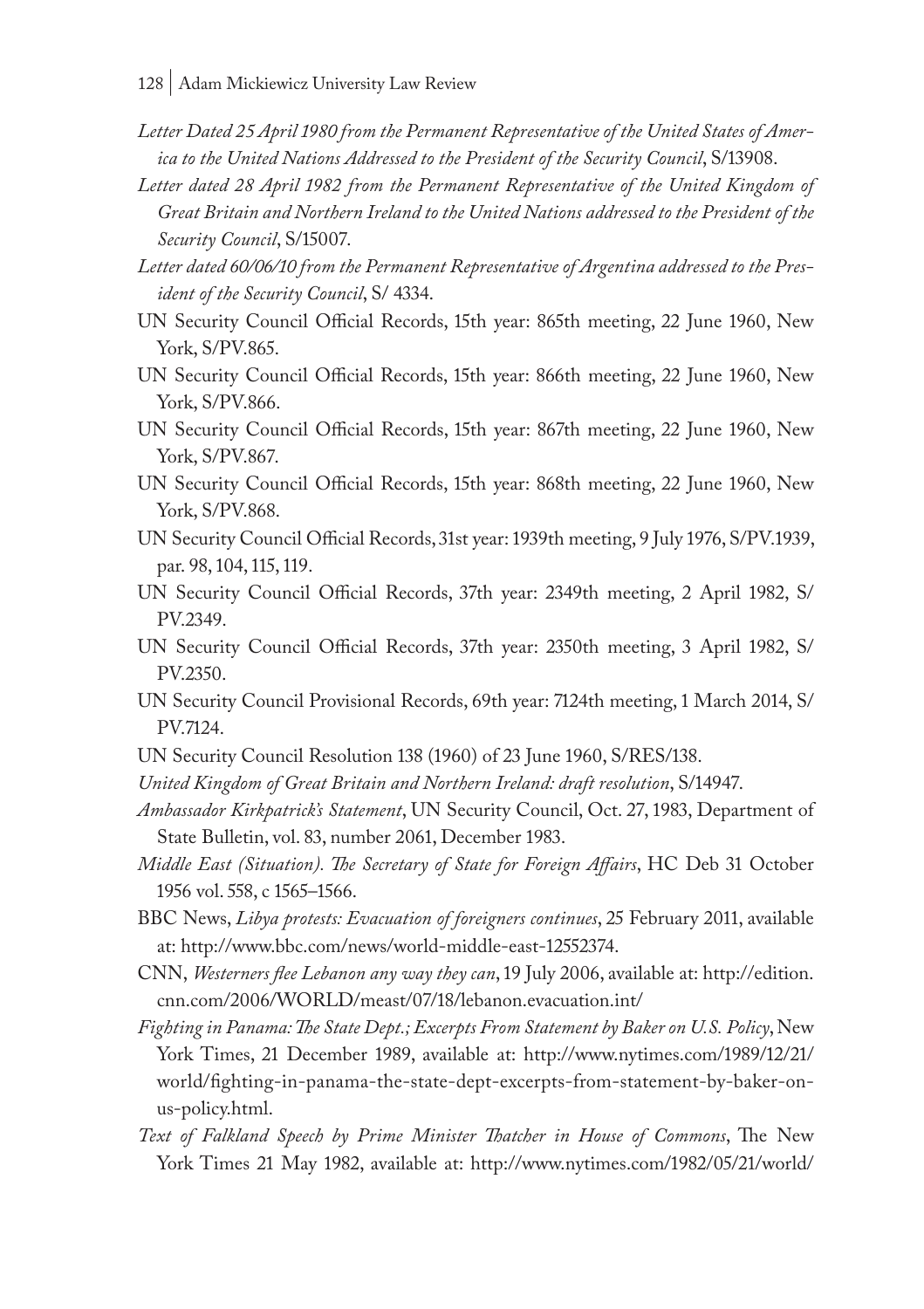*Letter Dated 25 April 1980 from the Permanent Representative of the United States of America to the United Nations Addressed to the President of the Security Council*, S/13908.

*Letter dated 28 April 1982 from the Permanent Representative of the United Kingdom of Great Britain and Northern Ireland to the United Nations addressed to the President of the Security Council*, S/15007.

*Letter dated 60/06/10 from the Permanent Representative of Argentina addressed to the President of the Security Council*, S/ 4334.

UN Security Council Official Records, 15th year: 865th meeting, 22 June 1960, New York, S/PV.865.

UN Security Council Official Records, 15th year: 866th meeting, 22 June 1960, New York, S/PV.866.

UN Security Council Official Records, 15th year: 867th meeting, 22 June 1960, New York, S/PV.867.

UN Security Council Official Records, 15th year: 868th meeting, 22 June 1960, New York, S/PV.868.

UN Security Council Official Records, 31st year: 1939th meeting, 9 July 1976, S/PV.1939, par. 98, 104, 115, 119.

UN Security Council Official Records, 37th year: 2349th meeting, 2 April 1982, S/PV.2349.

UN Security Council Official Records, 37th year: 2350th meeting, 3 April 1982, S/PV.2350.

UN Security Council Provisional Records, 69th year: 7124th meeting, 1 March 2014, S/PV.7124.

UN Security Council Resolution 138 (1960) of 23 June 1960, S/RES/138.

*United Kingdom of Great Britain and Northern Ireland: draft resolution*, S/14947.

*Ambassador Kirkpatrick's Statement*, UN Security Council, Oct. 27, 1983, Department of State Bulletin, vol. 83, number 2061, December 1983.

*Middle East (Situation). The Secretary of State for Foreign Affairs*, HC Deb 31 October 1956 vol. 558, c 1565–1566.

BBC News, *Libya protests: Evacuation of foreigners continues*, 25 February 2011, available at: http://www.bbc.com/news/world-middle-east-12552374.

CNN, *Westerners flee Lebanon any way they can*, 19 July 2006, available at: http://edition.cnn.com/2006/WORLD/meast/07/18/lebanon.evacuation.int/

*Fighting in Panama: The State Dept.; Excerpts From Statement by Baker on U.S. Policy*, New York Times, 21 December 1989, available at: http://www.nytimes.com/1989/12/21/world/fighting-in-panama-the-state-dept-excerpts-from-statement-by-baker-on-us-policy.html.

*Text of Falkland Speech by Prime Minister Thatcher in House of Commons*, The New York Times 21 May 1982, available at: http://www.nytimes.com/1982/05/21/world/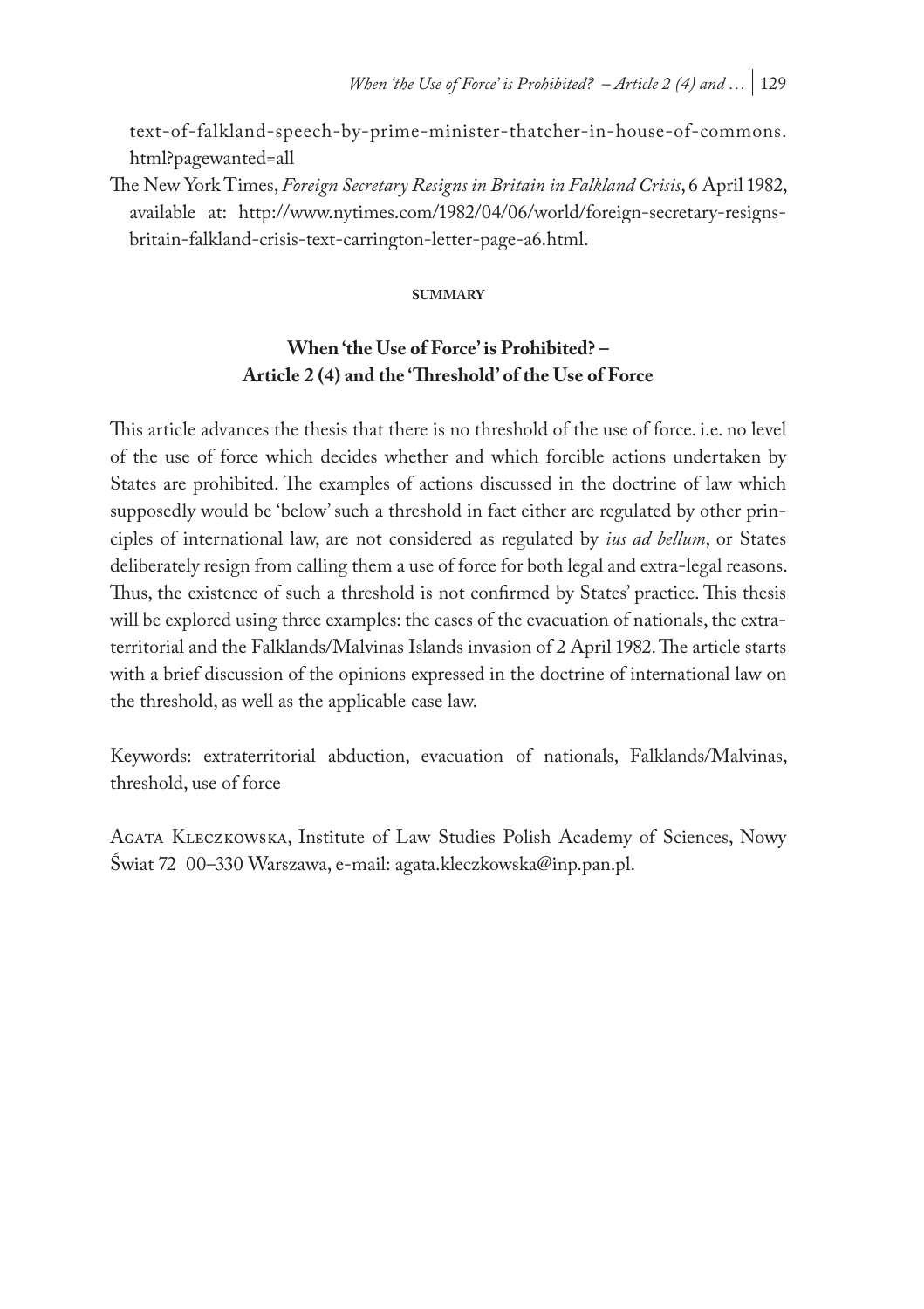text-of-falkland-speech-by-prime-minister-thatcher-in-house-of-commons.html?pagewanted=all

The New York Times, *Foreign Secretary Resigns in Britain in Falkland Crisis*, 6 April 1982, available at: http://www.nytimes.com/1982/04/06/world/foreign-secretary-resigns-britain-falkland-crisis-text-carrington-letter-page-a6.html.

#### SUMMARY

### When 'the Use of Force' is Prohibited? – Article 2 (4) and the 'Threshold' of the Use of Force

This article advances the thesis that there is no threshold of the use of force. i.e. no level of the use of force which decides whether and which forcible actions undertaken by States are prohibited. The examples of actions discussed in the doctrine of law which supposedly would be 'below' such a threshold in fact either are regulated by other principles of international law, are not considered as regulated by *ius ad bellum*, or States deliberately resign from calling them a use of force for both legal and extra-legal reasons. Thus, the existence of such a threshold is not confirmed by States' practice. This thesis will be explored using three examples: the cases of the evacuation of nationals, the extraterritorial and the Falklands/Malvinas Islands invasion of 2 April 1982. The article starts with a brief discussion of the opinions expressed in the doctrine of international law on the threshold, as well as the applicable case law.

Keywords: extraterritorial abduction, evacuation of nationals, Falklands/Malvinas, threshold, use of force

Agata Kleczkowska, Institute of Law Studies Polish Academy of Sciences, Nowy Świat 72 00–330 Warszawa, e-mail: agata.kleczkowska@inp.pan.pl.